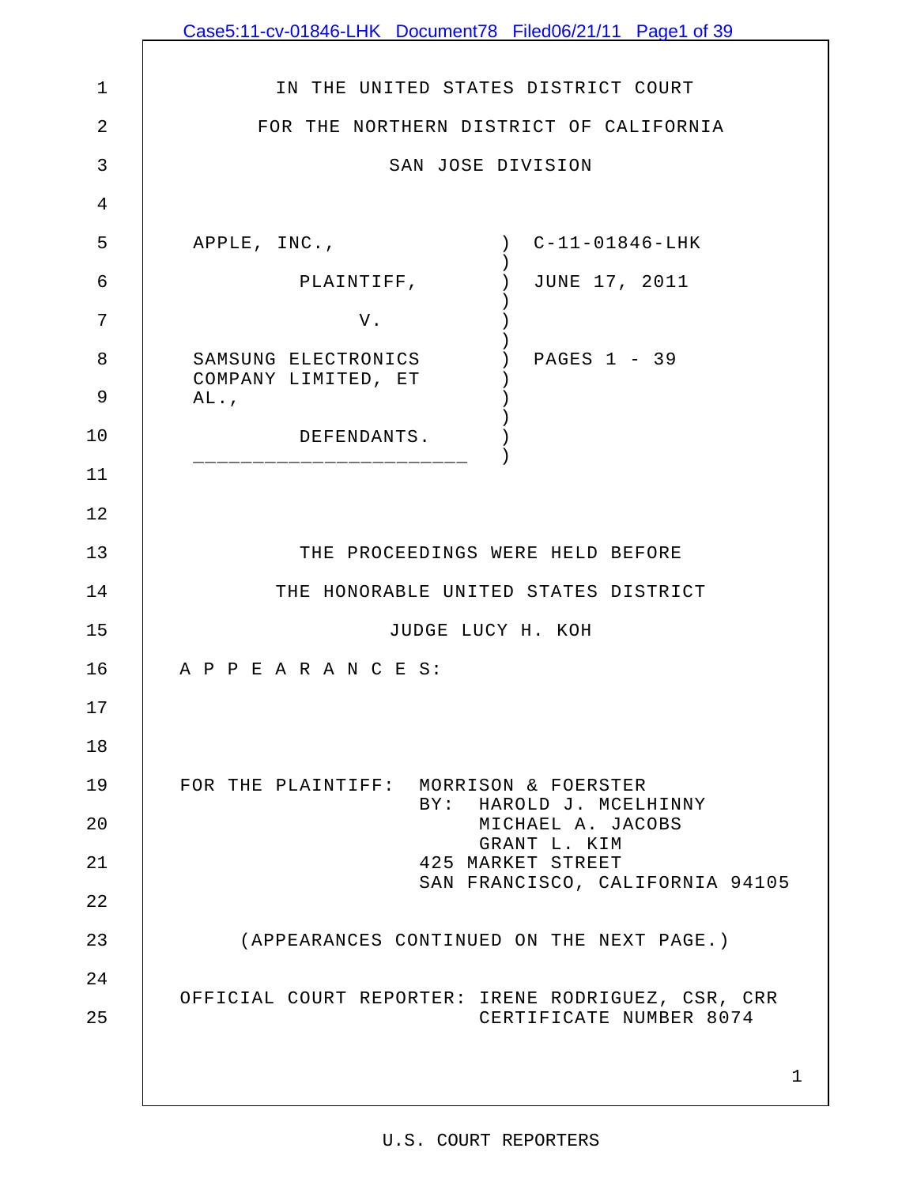IN THE UNITED STATES DISTRICT COURT

FOR THE NORTHERN DISTRICT OF CALIFORNIA

SAN JOSE DIVISION

| | | |
|---|---|---|
| APPLE, INC., | ) | C-11-01846-LHK |
| PLAINTIFF, | ) | JUNE 17, 2011 |
| V. | ) | |
| SAMSUNG ELECTRONICS COMPANY LIMITED, ET AL., | ) | PAGES 1 - 39 |
| DEFENDANTS. | ) | |

THE PROCEEDINGS WERE HELD BEFORE

THE HONORABLE UNITED STATES DISTRICT

JUDGE LUCY H. KOH

A P P E A R A N C E S:

FOR THE PLAINTIFF: MORRISON & FOERSTER
BY: HAROLD J. MCELHINNY
MICHAEL A. JACOBS
GRANT L. KIM
425 MARKET STREET
SAN FRANCISCO, CALIFORNIA 94105

(APPEARANCES CONTINUED ON THE NEXT PAGE.)

OFFICIAL COURT REPORTER: IRENE RODRIGUEZ, CSR, CRR
CERTIFICATE NUMBER 8074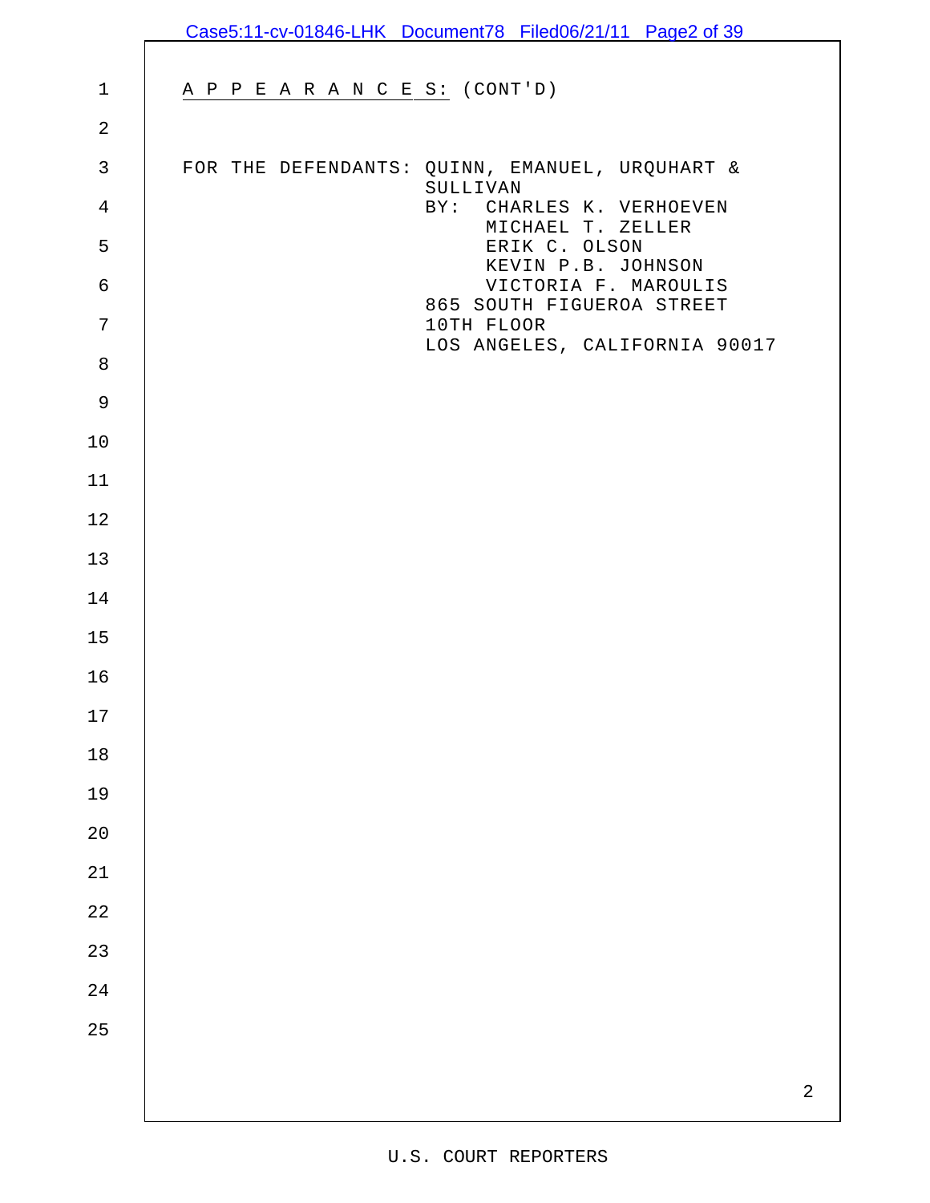A P P E A R A N C E S: (CONT'D)

FOR THE DEFENDANTS: QUINN, EMANUEL, URQUHART & SULLIVAN
BY: CHARLES K. VERHOEVEN
MICHAEL T. ZELLER
ERIK C. OLSON
KEVIN P.B. JOHNSON
VICTORIA F. MAROULIS
865 SOUTH FIGUEROA STREET
10TH FLOOR
LOS ANGELES, CALIFORNIA 90017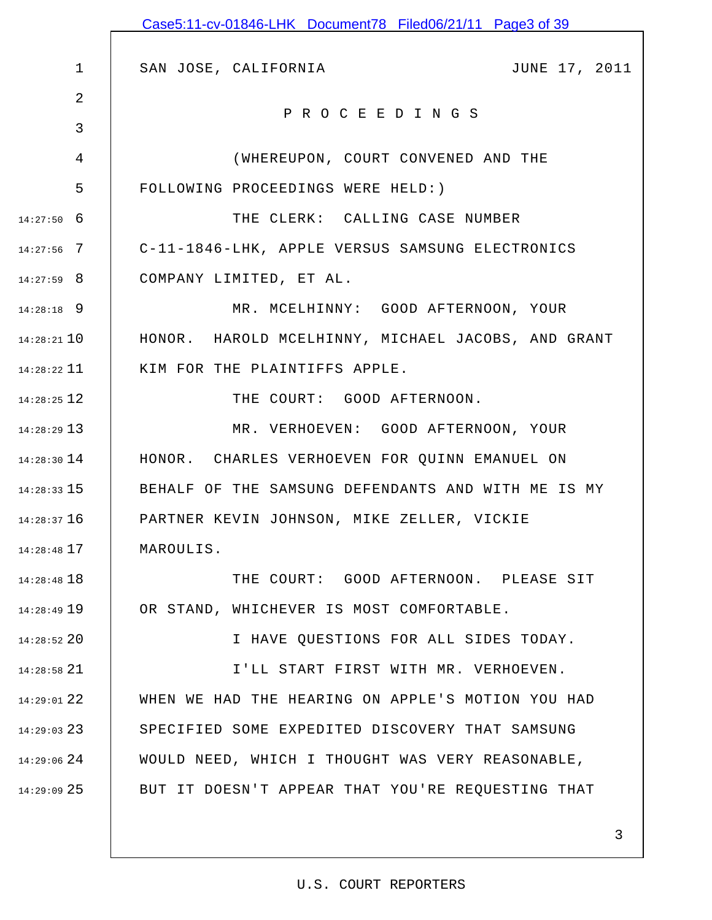SAN JOSE, CALIFORNIA JUNE 17, 2011

P R O C E E D I N G S

(WHEREUPON, COURT CONVENED AND THE FOLLOWING PROCEEDINGS WERE HELD:)

THE CLERK: CALLING CASE NUMBER C-11-1846-LHK, APPLE VERSUS SAMSUNG ELECTRONICS COMPANY LIMITED, ET AL.

MR. MCELHINNY: GOOD AFTERNOON, YOUR HONOR. HAROLD MCELHINNY, MICHAEL JACOBS, AND GRANT KIM FOR THE PLAINTIFFS APPLE.

THE COURT: GOOD AFTERNOON.

MR. VERHOEVEN: GOOD AFTERNOON, YOUR HONOR. CHARLES VERHOEVEN FOR QUINN EMANUEL ON BEHALF OF THE SAMSUNG DEFENDANTS AND WITH ME IS MY PARTNER KEVIN JOHNSON, MIKE ZELLER, VICKIE MAROULIS.

THE COURT: GOOD AFTERNOON. PLEASE SIT OR STAND, WHICHEVER IS MOST COMFORTABLE.

I HAVE QUESTIONS FOR ALL SIDES TODAY.

I'LL START FIRST WITH MR. VERHOEVEN. WHEN WE HAD THE HEARING ON APPLE'S MOTION YOU HAD SPECIFIED SOME EXPEDITED DISCOVERY THAT SAMSUNG WOULD NEED, WHICH I THOUGHT WAS VERY REASONABLE, BUT IT DOESN'T APPEAR THAT YOU'RE REQUESTING THAT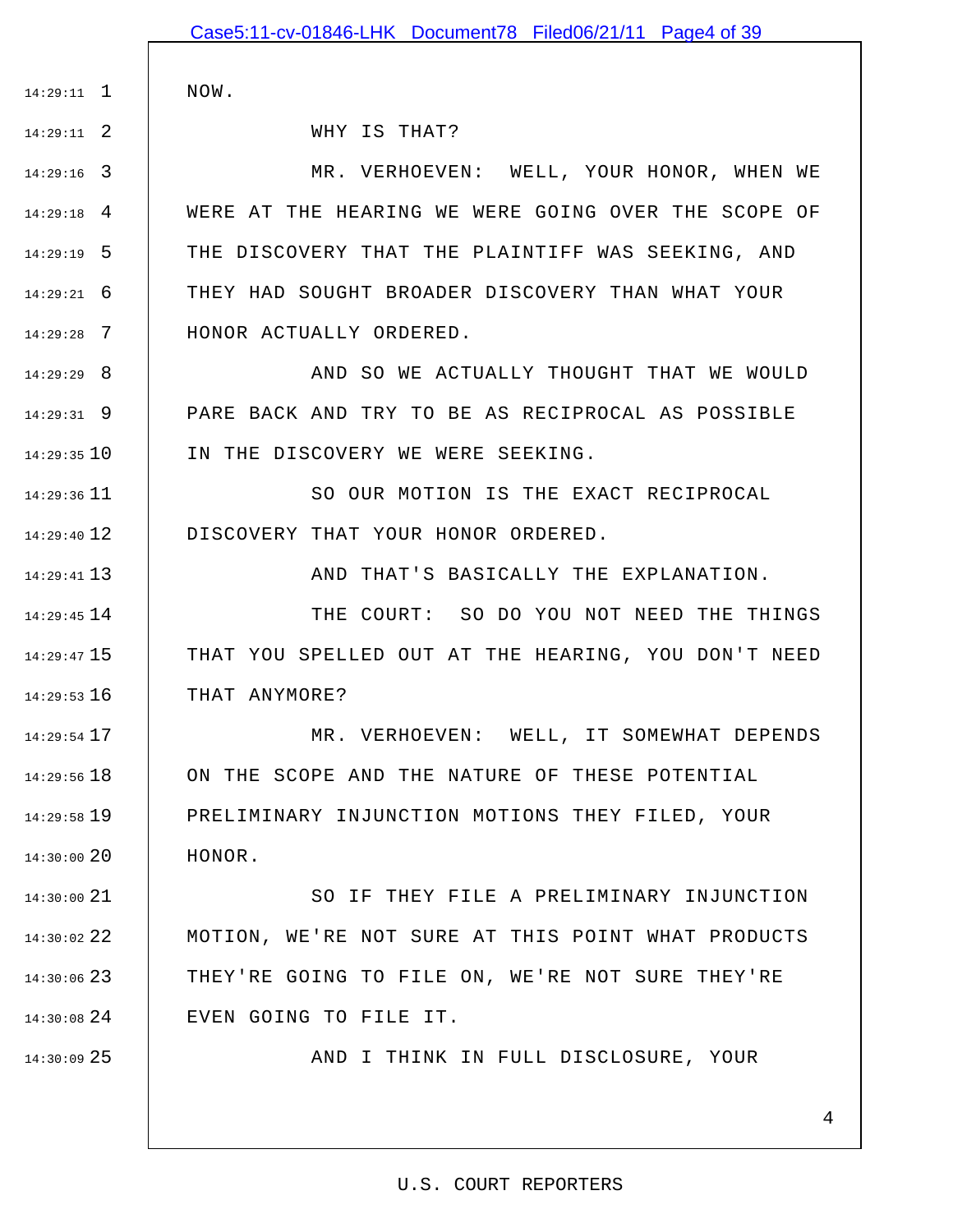NOW.

WHY IS THAT?

MR. VERHOEVEN: WELL, YOUR HONOR, WHEN WE WERE AT THE HEARING WE WERE GOING OVER THE SCOPE OF THE DISCOVERY THAT THE PLAINTIFF WAS SEEKING, AND THEY HAD SOUGHT BROADER DISCOVERY THAN WHAT YOUR HONOR ACTUALLY ORDERED.

AND SO WE ACTUALLY THOUGHT THAT WE WOULD PARE BACK AND TRY TO BE AS RECIPROCAL AS POSSIBLE IN THE DISCOVERY WE WERE SEEKING.

SO OUR MOTION IS THE EXACT RECIPROCAL DISCOVERY THAT YOUR HONOR ORDERED.

AND THAT'S BASICALLY THE EXPLANATION.

THE COURT: SO DO YOU NOT NEED THE THINGS THAT YOU SPELLED OUT AT THE HEARING, YOU DON'T NEED THAT ANYMORE?

MR. VERHOEVEN: WELL, IT SOMEWHAT DEPENDS ON THE SCOPE AND THE NATURE OF THESE POTENTIAL PRELIMINARY INJUNCTION MOTIONS THEY FILED, YOUR HONOR.

SO IF THEY FILE A PRELIMINARY INJUNCTION MOTION, WE'RE NOT SURE AT THIS POINT WHAT PRODUCTS THEY'RE GOING TO FILE ON, WE'RE NOT SURE THEY'RE EVEN GOING TO FILE IT.

AND I THINK IN FULL DISCLOSURE, YOUR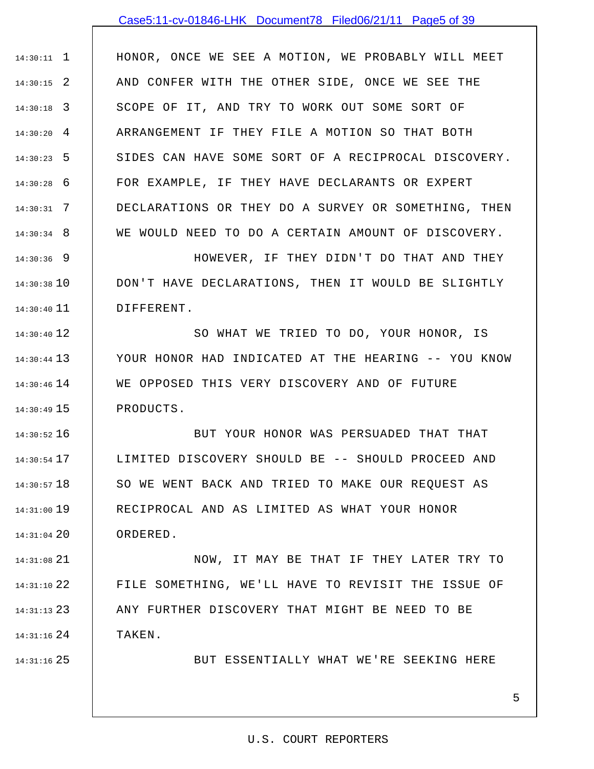HONOR, ONCE WE SEE A MOTION, WE PROBABLY WILL MEET AND CONFER WITH THE OTHER SIDE, ONCE WE SEE THE SCOPE OF IT, AND TRY TO WORK OUT SOME SORT OF ARRANGEMENT IF THEY FILE A MOTION SO THAT BOTH SIDES CAN HAVE SOME SORT OF A RECIPROCAL DISCOVERY. FOR EXAMPLE, IF THEY HAVE DECLARANTS OR EXPERT DECLARATIONS OR THEY DO A SURVEY OR SOMETHING, THEN WE WOULD NEED TO DO A CERTAIN AMOUNT OF DISCOVERY.

HOWEVER, IF THEY DIDN'T DO THAT AND THEY DON'T HAVE DECLARATIONS, THEN IT WOULD BE SLIGHTLY DIFFERENT.

SO WHAT WE TRIED TO DO, YOUR HONOR, IS YOUR HONOR HAD INDICATED AT THE HEARING -- YOU KNOW WE OPPOSED THIS VERY DISCOVERY AND OF FUTURE PRODUCTS.

BUT YOUR HONOR WAS PERSUADED THAT THAT LIMITED DISCOVERY SHOULD BE -- SHOULD PROCEED AND SO WE WENT BACK AND TRIED TO MAKE OUR REQUEST AS RECIPROCAL AND AS LIMITED AS WHAT YOUR HONOR ORDERED.

NOW, IT MAY BE THAT IF THEY LATER TRY TO FILE SOMETHING, WE'LL HAVE TO REVISIT THE ISSUE OF ANY FURTHER DISCOVERY THAT MIGHT BE NEED TO BE TAKEN.

BUT ESSENTIALLY WHAT WE'RE SEEKING HERE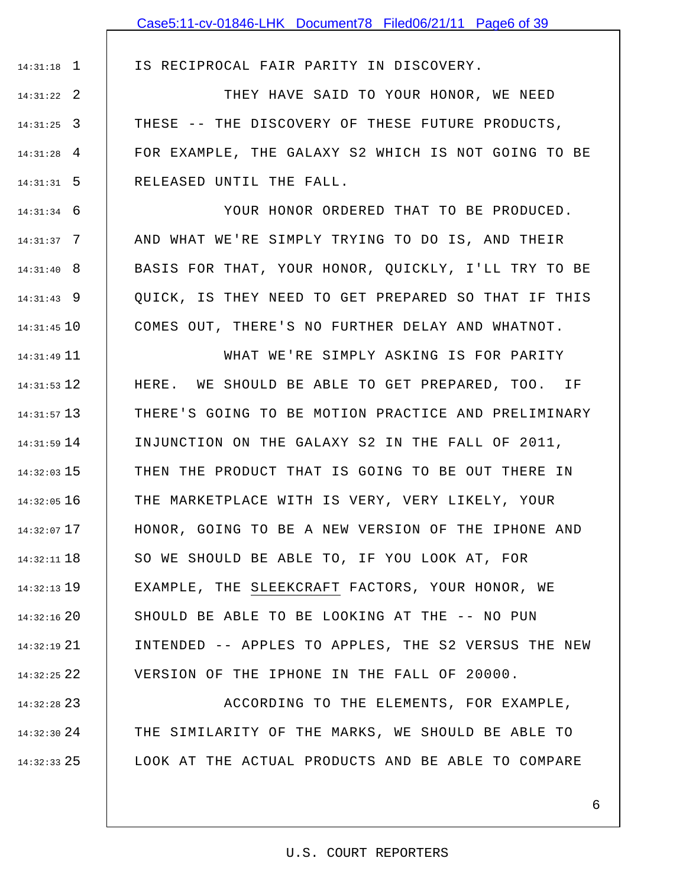IS RECIPROCAL FAIR PARITY IN DISCOVERY.

THEY HAVE SAID TO YOUR HONOR, WE NEED THESE -- THE DISCOVERY OF THESE FUTURE PRODUCTS, FOR EXAMPLE, THE GALAXY S2 WHICH IS NOT GOING TO BE RELEASED UNTIL THE FALL.

YOUR HONOR ORDERED THAT TO BE PRODUCED. AND WHAT WE'RE SIMPLY TRYING TO DO IS, AND THEIR BASIS FOR THAT, YOUR HONOR, QUICKLY, I'LL TRY TO BE QUICK, IS THEY NEED TO GET PREPARED SO THAT IF THIS COMES OUT, THERE'S NO FURTHER DELAY AND WHATNOT.

WHAT WE'RE SIMPLY ASKING IS FOR PARITY HERE. WE SHOULD BE ABLE TO GET PREPARED, TOO. IF THERE'S GOING TO BE MOTION PRACTICE AND PRELIMINARY INJUNCTION ON THE GALAXY S2 IN THE FALL OF 2011, THEN THE PRODUCT THAT IS GOING TO BE OUT THERE IN THE MARKETPLACE WITH IS VERY, VERY LIKELY, YOUR HONOR, GOING TO BE A NEW VERSION OF THE IPHONE AND SO WE SHOULD BE ABLE TO, IF YOU LOOK AT, FOR EXAMPLE, THE SLEEKCRAFT FACTORS, YOUR HONOR, WE SHOULD BE ABLE TO BE LOOKING AT THE -- NO PUN INTENDED -- APPLES TO APPLES, THE S2 VERSUS THE NEW VERSION OF THE IPHONE IN THE FALL OF 20000.

ACCORDING TO THE ELEMENTS, FOR EXAMPLE, THE SIMILARITY OF THE MARKS, WE SHOULD BE ABLE TO LOOK AT THE ACTUAL PRODUCTS AND BE ABLE TO COMPARE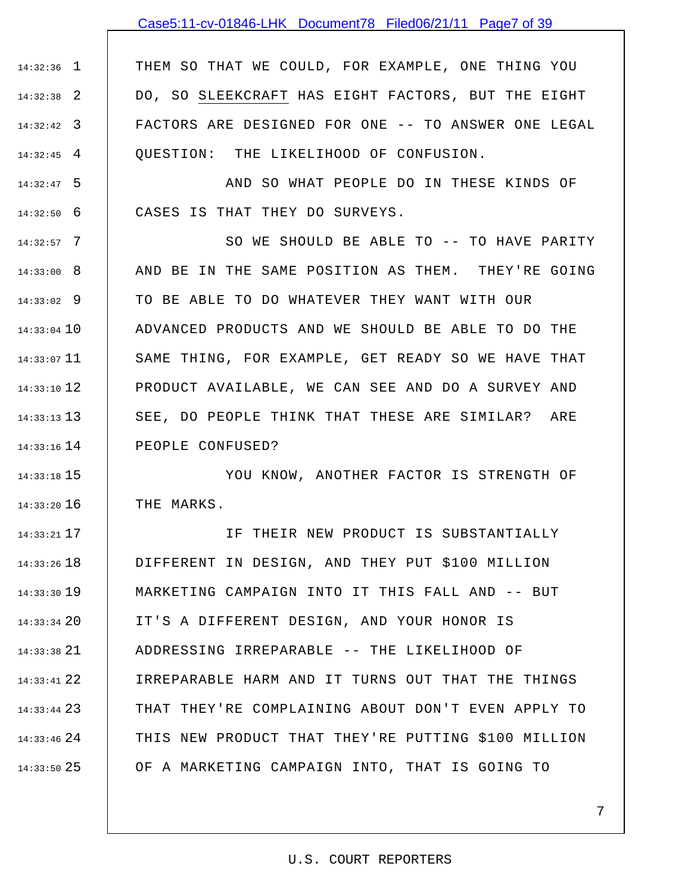THEM SO THAT WE COULD, FOR EXAMPLE, ONE THING YOU DO, SO SLEEKCRAFT HAS EIGHT FACTORS, BUT THE EIGHT FACTORS ARE DESIGNED FOR ONE -- TO ANSWER ONE LEGAL QUESTION: THE LIKELIHOOD OF CONFUSION.

AND SO WHAT PEOPLE DO IN THESE KINDS OF CASES IS THAT THEY DO SURVEYS.

SO WE SHOULD BE ABLE TO -- TO HAVE PARITY AND BE IN THE SAME POSITION AS THEM. THEY'RE GOING TO BE ABLE TO DO WHATEVER THEY WANT WITH OUR ADVANCED PRODUCTS AND WE SHOULD BE ABLE TO DO THE SAME THING, FOR EXAMPLE, GET READY SO WE HAVE THAT PRODUCT AVAILABLE, WE CAN SEE AND DO A SURVEY AND SEE, DO PEOPLE THINK THAT THESE ARE SIMILAR? ARE PEOPLE CONFUSED?

YOU KNOW, ANOTHER FACTOR IS STRENGTH OF THE MARKS.

IF THEIR NEW PRODUCT IS SUBSTANTIALLY DIFFERENT IN DESIGN, AND THEY PUT $100 MILLION MARKETING CAMPAIGN INTO IT THIS FALL AND -- BUT IT'S A DIFFERENT DESIGN, AND YOUR HONOR IS ADDRESSING IRREPARABLE -- THE LIKELIHOOD OF IRREPARABLE HARM AND IT TURNS OUT THAT THE THINGS THAT THEY'RE COMPLAINING ABOUT DON'T EVEN APPLY TO THIS NEW PRODUCT THAT THEY'RE PUTTING $100 MILLION OF A MARKETING CAMPAIGN INTO, THAT IS GOING TO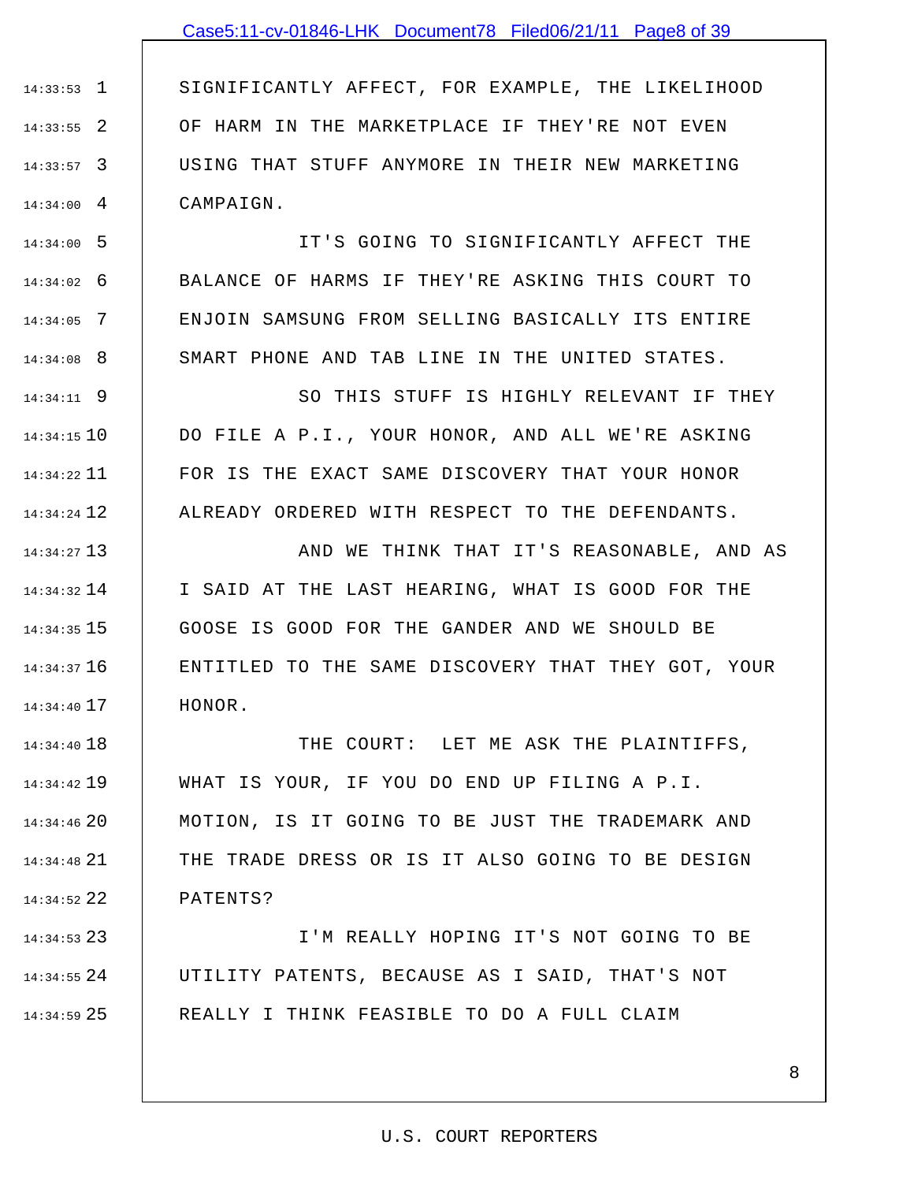SIGNIFICANTLY AFFECT, FOR EXAMPLE, THE LIKELIHOOD OF HARM IN THE MARKETPLACE IF THEY'RE NOT EVEN USING THAT STUFF ANYMORE IN THEIR NEW MARKETING CAMPAIGN.

IT'S GOING TO SIGNIFICANTLY AFFECT THE BALANCE OF HARMS IF THEY'RE ASKING THIS COURT TO ENJOIN SAMSUNG FROM SELLING BASICALLY ITS ENTIRE SMART PHONE AND TAB LINE IN THE UNITED STATES.

SO THIS STUFF IS HIGHLY RELEVANT IF THEY DO FILE A P.I., YOUR HONOR, AND ALL WE'RE ASKING FOR IS THE EXACT SAME DISCOVERY THAT YOUR HONOR ALREADY ORDERED WITH RESPECT TO THE DEFENDANTS.

AND WE THINK THAT IT'S REASONABLE, AND AS I SAID AT THE LAST HEARING, WHAT IS GOOD FOR THE GOOSE IS GOOD FOR THE GANDER AND WE SHOULD BE ENTITLED TO THE SAME DISCOVERY THAT THEY GOT, YOUR HONOR.

THE COURT: LET ME ASK THE PLAINTIFFS, WHAT IS YOUR, IF YOU DO END UP FILING A P.I. MOTION, IS IT GOING TO BE JUST THE TRADEMARK AND THE TRADE DRESS OR IS IT ALSO GOING TO BE DESIGN PATENTS?

I'M REALLY HOPING IT'S NOT GOING TO BE UTILITY PATENTS, BECAUSE AS I SAID, THAT'S NOT REALLY I THINK FEASIBLE TO DO A FULL CLAIM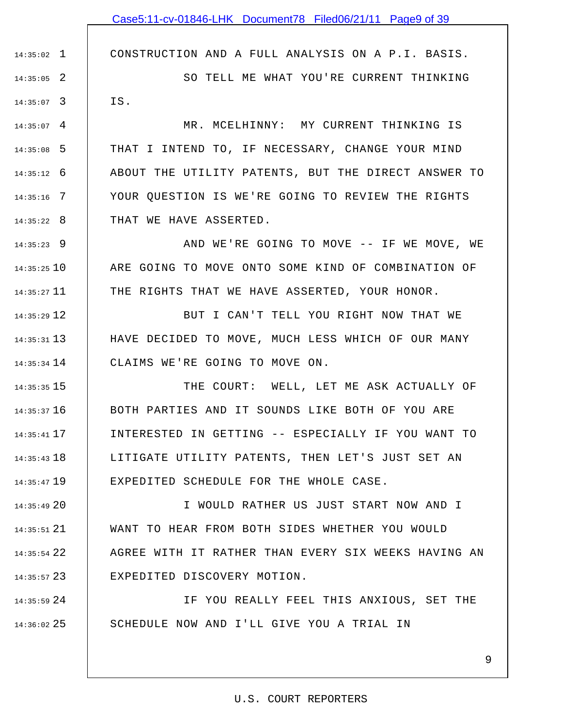CONSTRUCTION AND A FULL ANALYSIS ON A P.I. BASIS.

SO TELL ME WHAT YOU'RE CURRENT THINKING IS.

MR. MCELHINNY: MY CURRENT THINKING IS THAT I INTEND TO, IF NECESSARY, CHANGE YOUR MIND ABOUT THE UTILITY PATENTS, BUT THE DIRECT ANSWER TO YOUR QUESTION IS WE'RE GOING TO REVIEW THE RIGHTS THAT WE HAVE ASSERTED.

AND WE'RE GOING TO MOVE -- IF WE MOVE, WE ARE GOING TO MOVE ONTO SOME KIND OF COMBINATION OF THE RIGHTS THAT WE HAVE ASSERTED, YOUR HONOR.

BUT I CAN'T TELL YOU RIGHT NOW THAT WE HAVE DECIDED TO MOVE, MUCH LESS WHICH OF OUR MANY CLAIMS WE'RE GOING TO MOVE ON.

THE COURT: WELL, LET ME ASK ACTUALLY OF BOTH PARTIES AND IT SOUNDS LIKE BOTH OF YOU ARE INTERESTED IN GETTING -- ESPECIALLY IF YOU WANT TO LITIGATE UTILITY PATENTS, THEN LET'S JUST SET AN EXPEDITED SCHEDULE FOR THE WHOLE CASE.

I WOULD RATHER US JUST START NOW AND I WANT TO HEAR FROM BOTH SIDES WHETHER YOU WOULD AGREE WITH IT RATHER THAN EVERY SIX WEEKS HAVING AN EXPEDITED DISCOVERY MOTION.

IF YOU REALLY FEEL THIS ANXIOUS, SET THE SCHEDULE NOW AND I'LL GIVE YOU A TRIAL IN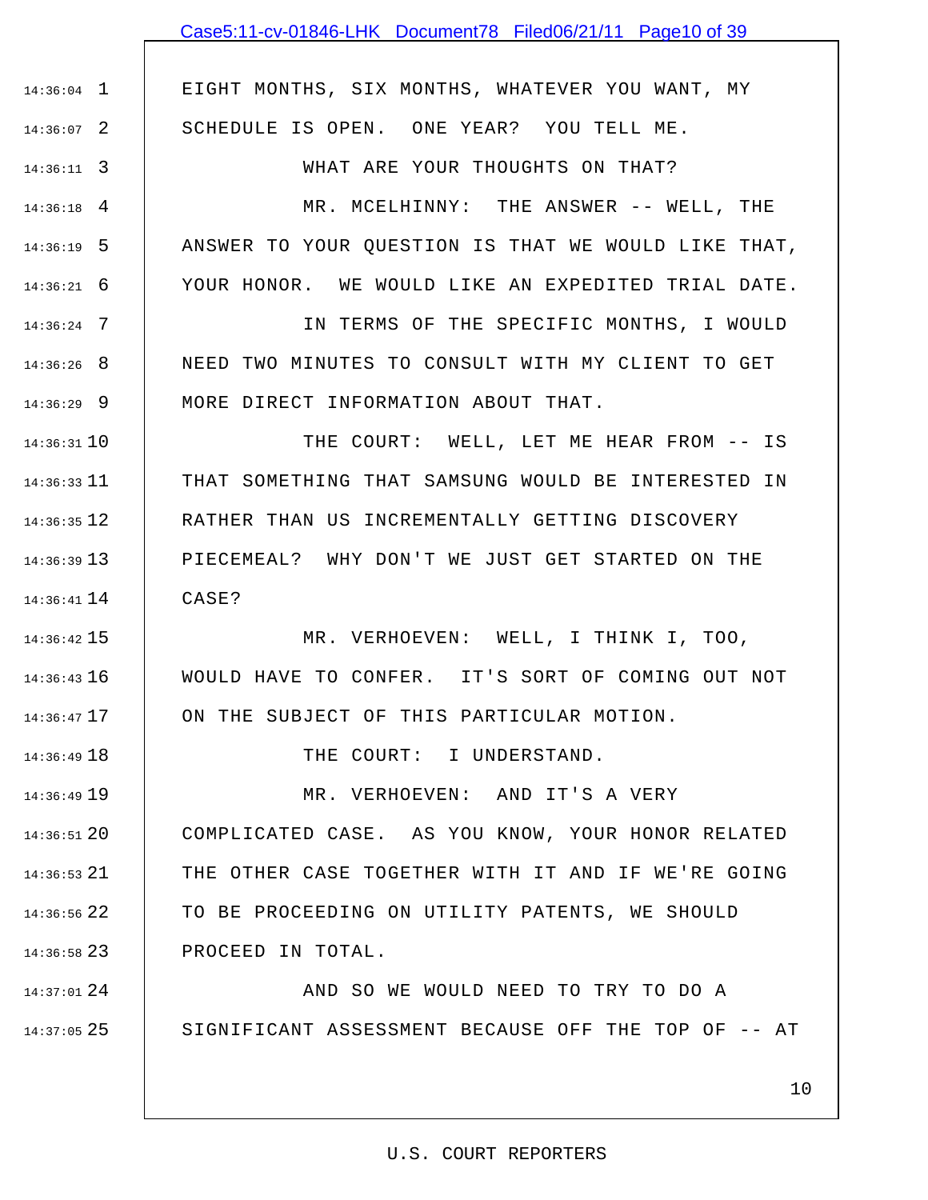EIGHT MONTHS, SIX MONTHS, WHATEVER YOU WANT, MY SCHEDULE IS OPEN. ONE YEAR? YOU TELL ME.

WHAT ARE YOUR THOUGHTS ON THAT?

MR. MCELHINNY: THE ANSWER -- WELL, THE ANSWER TO YOUR QUESTION IS THAT WE WOULD LIKE THAT, YOUR HONOR. WE WOULD LIKE AN EXPEDITED TRIAL DATE.

IN TERMS OF THE SPECIFIC MONTHS, I WOULD NEED TWO MINUTES TO CONSULT WITH MY CLIENT TO GET MORE DIRECT INFORMATION ABOUT THAT.

THE COURT: WELL, LET ME HEAR FROM -- IS THAT SOMETHING THAT SAMSUNG WOULD BE INTERESTED IN RATHER THAN US INCREMENTALLY GETTING DISCOVERY PIECEMEAL? WHY DON'T WE JUST GET STARTED ON THE CASE?

MR. VERHOEVEN: WELL, I THINK I, TOO, WOULD HAVE TO CONFER. IT'S SORT OF COMING OUT NOT ON THE SUBJECT OF THIS PARTICULAR MOTION.

THE COURT: I UNDERSTAND.

MR. VERHOEVEN: AND IT'S A VERY COMPLICATED CASE. AS YOU KNOW, YOUR HONOR RELATED THE OTHER CASE TOGETHER WITH IT AND IF WE'RE GOING TO BE PROCEEDING ON UTILITY PATENTS, WE SHOULD PROCEED IN TOTAL.

AND SO WE WOULD NEED TO TRY TO DO A SIGNIFICANT ASSESSMENT BECAUSE OFF THE TOP OF -- AT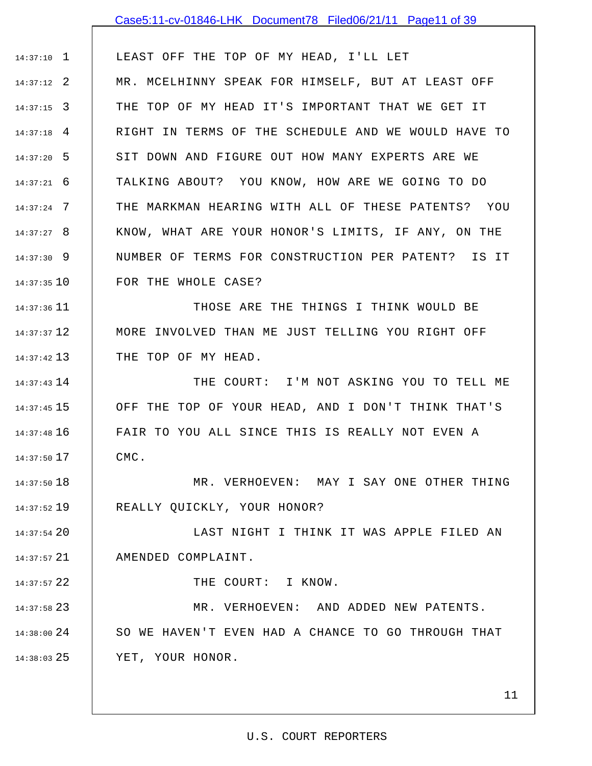LEAST OFF THE TOP OF MY HEAD, I'LL LET MR. MCELHINNY SPEAK FOR HIMSELF, BUT AT LEAST OFF THE TOP OF MY HEAD IT'S IMPORTANT THAT WE GET IT RIGHT IN TERMS OF THE SCHEDULE AND WE WOULD HAVE TO SIT DOWN AND FIGURE OUT HOW MANY EXPERTS ARE WE TALKING ABOUT? YOU KNOW, HOW ARE WE GOING TO DO THE MARKMAN HEARING WITH ALL OF THESE PATENTS? YOU KNOW, WHAT ARE YOUR HONOR'S LIMITS, IF ANY, ON THE NUMBER OF TERMS FOR CONSTRUCTION PER PATENT? IS IT FOR THE WHOLE CASE?

THOSE ARE THE THINGS I THINK WOULD BE MORE INVOLVED THAN ME JUST TELLING YOU RIGHT OFF THE TOP OF MY HEAD.

THE COURT: I'M NOT ASKING YOU TO TELL ME OFF THE TOP OF YOUR HEAD, AND I DON'T THINK THAT'S FAIR TO YOU ALL SINCE THIS IS REALLY NOT EVEN A CMC.

MR. VERHOEVEN: MAY I SAY ONE OTHER THING REALLY QUICKLY, YOUR HONOR?

LAST NIGHT I THINK IT WAS APPLE FILED AN AMENDED COMPLAINT.

THE COURT: I KNOW.

MR. VERHOEVEN: AND ADDED NEW PATENTS. SO WE HAVEN'T EVEN HAD A CHANCE TO GO THROUGH THAT YET, YOUR HONOR.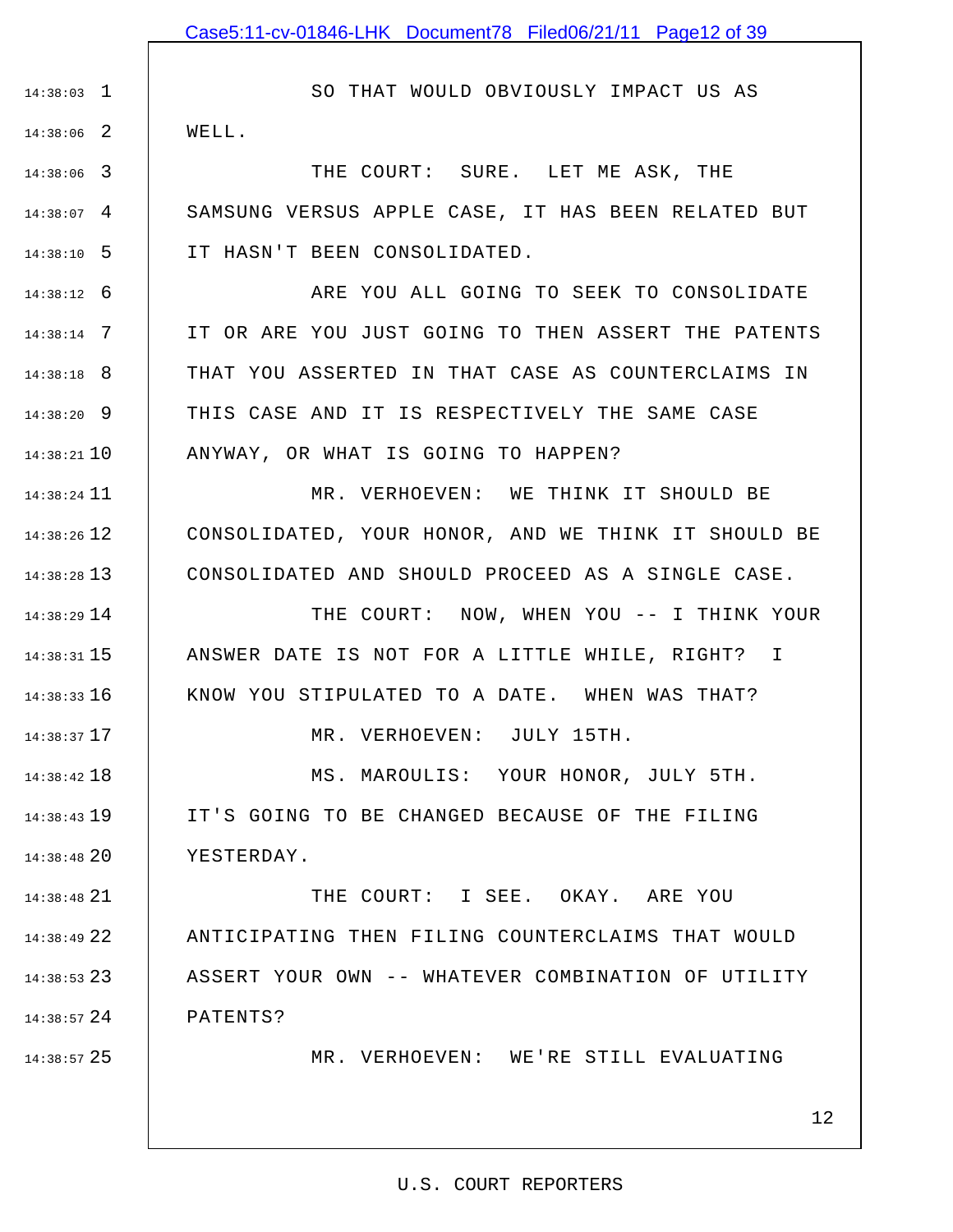SO THAT WOULD OBVIOUSLY IMPACT US AS WELL.

THE COURT: SURE. LET ME ASK, THE SAMSUNG VERSUS APPLE CASE, IT HAS BEEN RELATED BUT IT HASN'T BEEN CONSOLIDATED.

ARE YOU ALL GOING TO SEEK TO CONSOLIDATE IT OR ARE YOU JUST GOING TO THEN ASSERT THE PATENTS THAT YOU ASSERTED IN THAT CASE AS COUNTERCLAIMS IN THIS CASE AND IT IS RESPECTIVELY THE SAME CASE ANYWAY, OR WHAT IS GOING TO HAPPEN?

MR. VERHOEVEN: WE THINK IT SHOULD BE CONSOLIDATED, YOUR HONOR, AND WE THINK IT SHOULD BE CONSOLIDATED AND SHOULD PROCEED AS A SINGLE CASE.

THE COURT: NOW, WHEN YOU -- I THINK YOUR ANSWER DATE IS NOT FOR A LITTLE WHILE, RIGHT? I KNOW YOU STIPULATED TO A DATE. WHEN WAS THAT?

MR. VERHOEVEN: JULY 15TH.

MS. MAROULIS: YOUR HONOR, JULY 5TH. IT'S GOING TO BE CHANGED BECAUSE OF THE FILING YESTERDAY.

THE COURT: I SEE. OKAY. ARE YOU ANTICIPATING THEN FILING COUNTERCLAIMS THAT WOULD ASSERT YOUR OWN -- WHATEVER COMBINATION OF UTILITY PATENTS?

MR. VERHOEVEN: WE'RE STILL EVALUATING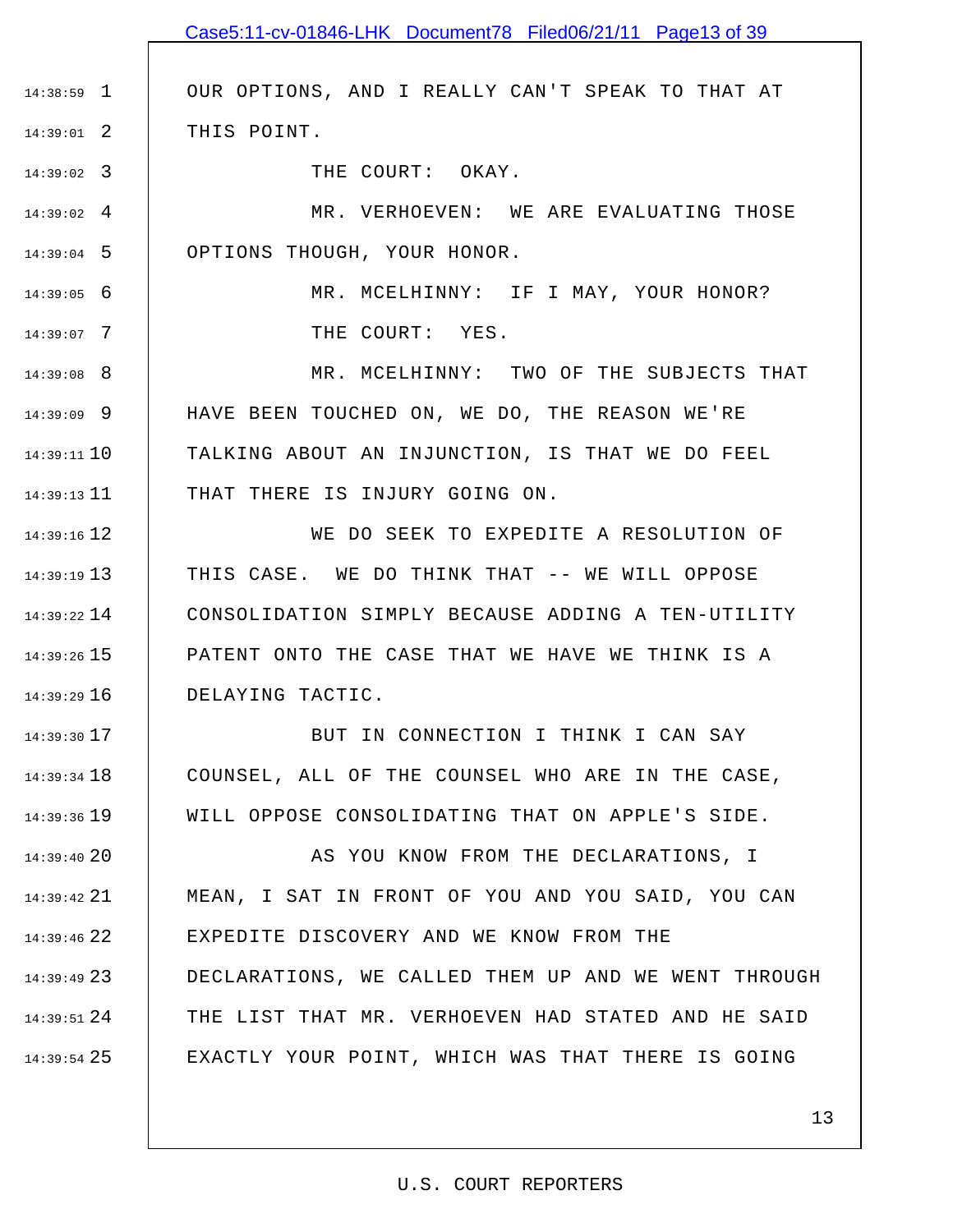OUR OPTIONS, AND I REALLY CAN'T SPEAK TO THAT AT THIS POINT.

THE COURT: OKAY.

MR. VERHOEVEN: WE ARE EVALUATING THOSE OPTIONS THOUGH, YOUR HONOR.

MR. MCELHINNY: IF I MAY, YOUR HONOR?

THE COURT: YES.

MR. MCELHINNY: TWO OF THE SUBJECTS THAT HAVE BEEN TOUCHED ON, WE DO, THE REASON WE'RE TALKING ABOUT AN INJUNCTION, IS THAT WE DO FEEL THAT THERE IS INJURY GOING ON.

WE DO SEEK TO EXPEDITE A RESOLUTION OF THIS CASE. WE DO THINK THAT -- WE WILL OPPOSE CONSOLIDATION SIMPLY BECAUSE ADDING A TEN-UTILITY PATENT ONTO THE CASE THAT WE HAVE WE THINK IS A DELAYING TACTIC.

BUT IN CONNECTION I THINK I CAN SAY COUNSEL, ALL OF THE COUNSEL WHO ARE IN THE CASE, WILL OPPOSE CONSOLIDATING THAT ON APPLE'S SIDE.

AS YOU KNOW FROM THE DECLARATIONS, I MEAN, I SAT IN FRONT OF YOU AND YOU SAID, YOU CAN EXPEDITE DISCOVERY AND WE KNOW FROM THE DECLARATIONS, WE CALLED THEM UP AND WE WENT THROUGH THE LIST THAT MR. VERHOEVEN HAD STATED AND HE SAID EXACTLY YOUR POINT, WHICH WAS THAT THERE IS GOING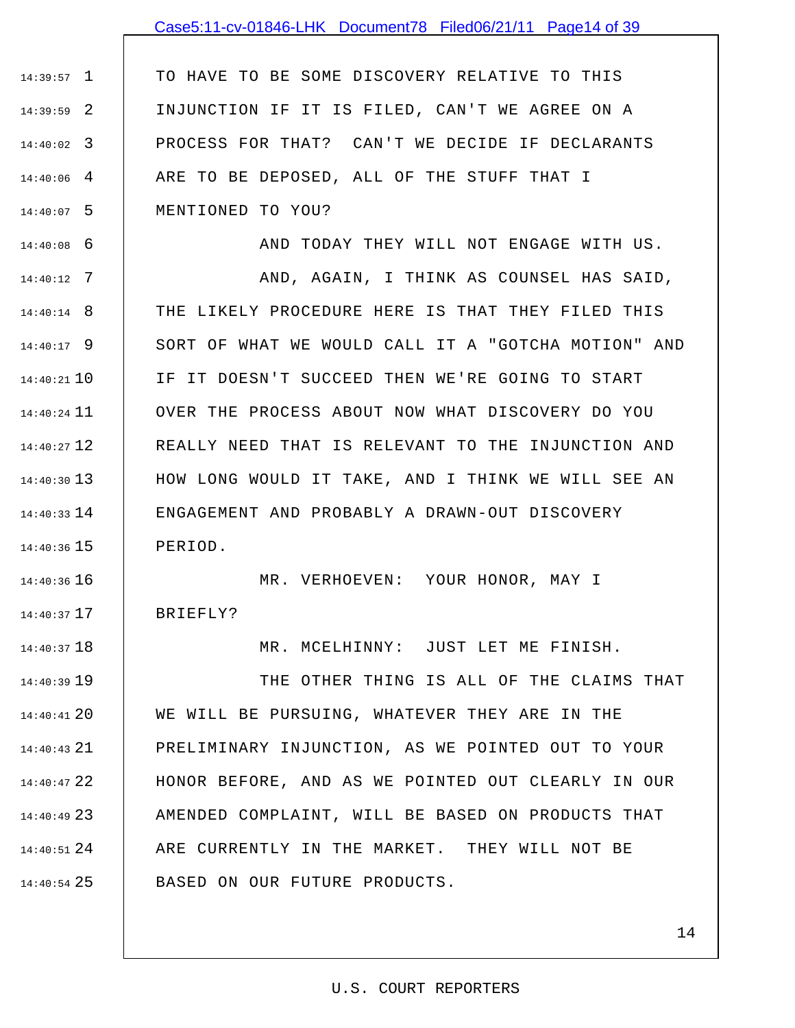TO HAVE TO BE SOME DISCOVERY RELATIVE TO THIS INJUNCTION IF IT IS FILED, CAN'T WE AGREE ON A PROCESS FOR THAT? CAN'T WE DECIDE IF DECLARANTS ARE TO BE DEPOSED, ALL OF THE STUFF THAT I MENTIONED TO YOU?

AND TODAY THEY WILL NOT ENGAGE WITH US.

AND, AGAIN, I THINK AS COUNSEL HAS SAID, THE LIKELY PROCEDURE HERE IS THAT THEY FILED THIS SORT OF WHAT WE WOULD CALL IT A "GOTCHA MOTION" AND IF IT DOESN'T SUCCEED THEN WE'RE GOING TO START OVER THE PROCESS ABOUT NOW WHAT DISCOVERY DO YOU REALLY NEED THAT IS RELEVANT TO THE INJUNCTION AND HOW LONG WOULD IT TAKE, AND I THINK WE WILL SEE AN ENGAGEMENT AND PROBABLY A DRAWN-OUT DISCOVERY PERIOD.

MR. VERHOEVEN: YOUR HONOR, MAY I BRIEFLY?

MR. MCELHINNY: JUST LET ME FINISH.

THE OTHER THING IS ALL OF THE CLAIMS THAT WE WILL BE PURSUING, WHATEVER THEY ARE IN THE PRELIMINARY INJUNCTION, AS WE POINTED OUT TO YOUR HONOR BEFORE, AND AS WE POINTED OUT CLEARLY IN OUR AMENDED COMPLAINT, WILL BE BASED ON PRODUCTS THAT ARE CURRENTLY IN THE MARKET. THEY WILL NOT BE BASED ON OUR FUTURE PRODUCTS.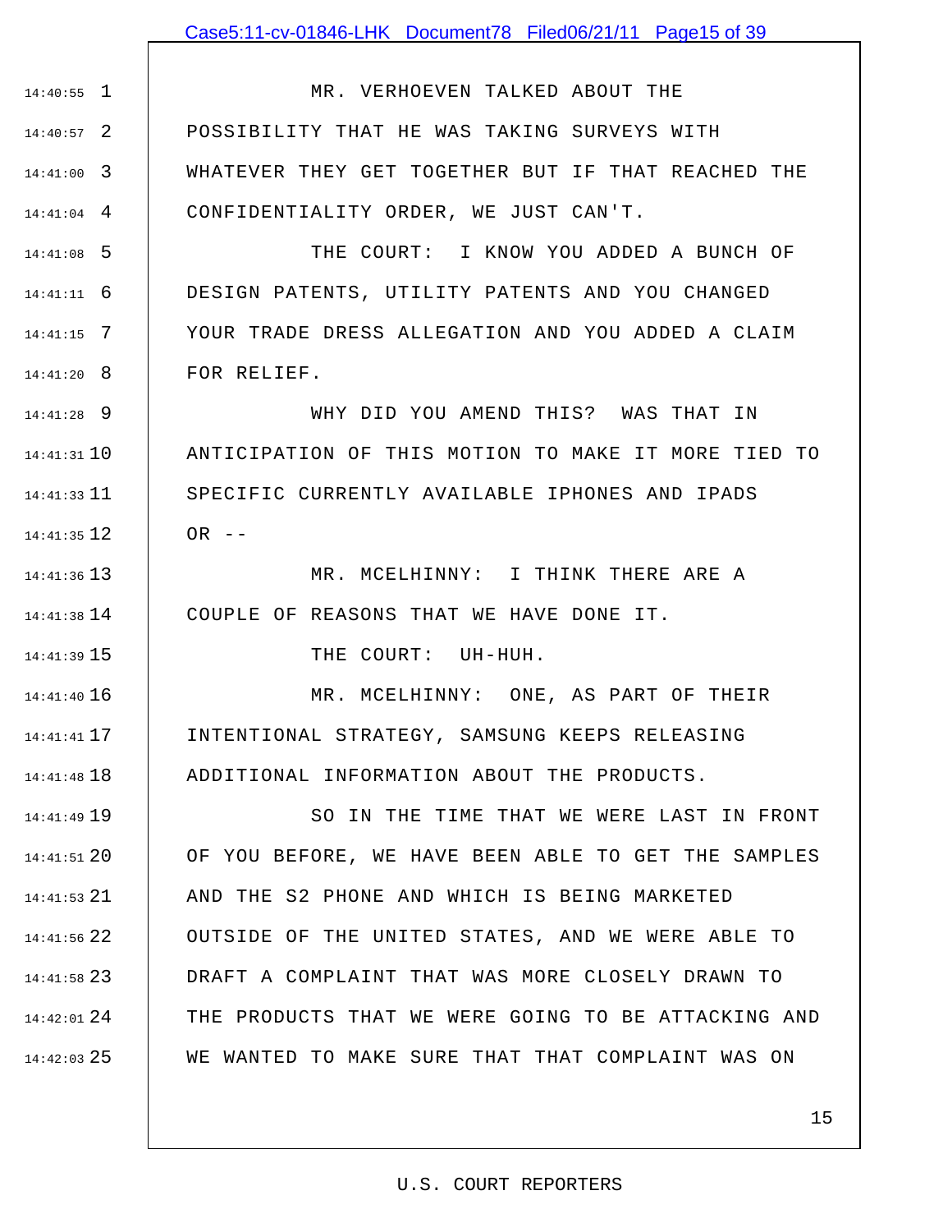MR. VERHOEVEN TALKED ABOUT THE POSSIBILITY THAT HE WAS TAKING SURVEYS WITH WHATEVER THEY GET TOGETHER BUT IF THAT REACHED THE CONFIDENTIALITY ORDER, WE JUST CAN'T.

THE COURT: I KNOW YOU ADDED A BUNCH OF DESIGN PATENTS, UTILITY PATENTS AND YOU CHANGED YOUR TRADE DRESS ALLEGATION AND YOU ADDED A CLAIM FOR RELIEF.

WHY DID YOU AMEND THIS? WAS THAT IN ANTICIPATION OF THIS MOTION TO MAKE IT MORE TIED TO SPECIFIC CURRENTLY AVAILABLE IPHONES AND IPADS OR --

MR. MCELHINNY: I THINK THERE ARE A COUPLE OF REASONS THAT WE HAVE DONE IT.

THE COURT: UH-HUH.

MR. MCELHINNY: ONE, AS PART OF THEIR INTENTIONAL STRATEGY, SAMSUNG KEEPS RELEASING ADDITIONAL INFORMATION ABOUT THE PRODUCTS.

SO IN THE TIME THAT WE WERE LAST IN FRONT OF YOU BEFORE, WE HAVE BEEN ABLE TO GET THE SAMPLES AND THE S2 PHONE AND WHICH IS BEING MARKETED OUTSIDE OF THE UNITED STATES, AND WE WERE ABLE TO DRAFT A COMPLAINT THAT WAS MORE CLOSELY DRAWN TO THE PRODUCTS THAT WE WERE GOING TO BE ATTACKING AND WE WANTED TO MAKE SURE THAT THAT COMPLAINT WAS ON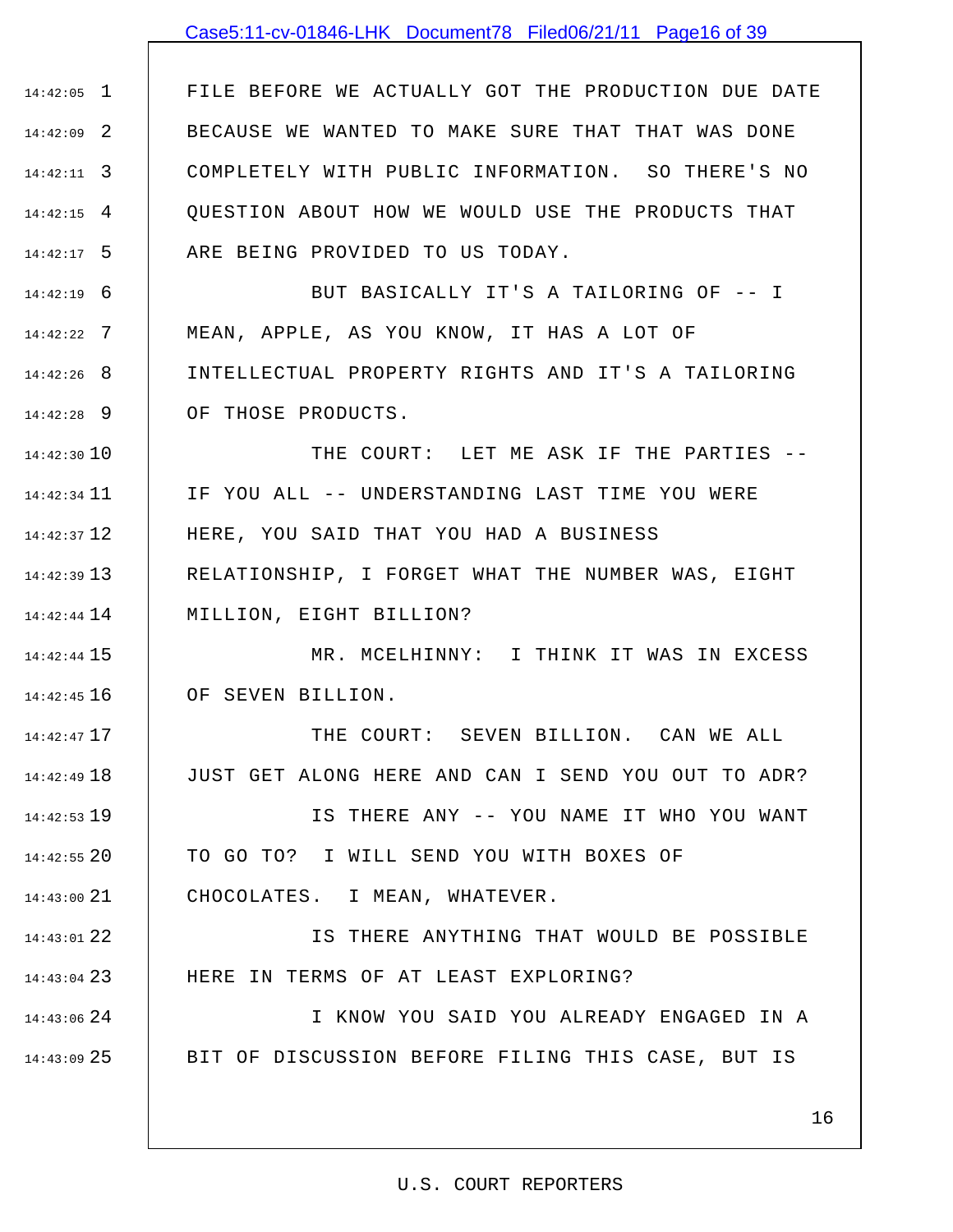FILE BEFORE WE ACTUALLY GOT THE PRODUCTION DUE DATE BECAUSE WE WANTED TO MAKE SURE THAT THAT WAS DONE COMPLETELY WITH PUBLIC INFORMATION. SO THERE'S NO QUESTION ABOUT HOW WE WOULD USE THE PRODUCTS THAT ARE BEING PROVIDED TO US TODAY.

BUT BASICALLY IT'S A TAILORING OF -- I MEAN, APPLE, AS YOU KNOW, IT HAS A LOT OF INTELLECTUAL PROPERTY RIGHTS AND IT'S A TAILORING OF THOSE PRODUCTS.

THE COURT: LET ME ASK IF THE PARTIES -- IF YOU ALL -- UNDERSTANDING LAST TIME YOU WERE HERE, YOU SAID THAT YOU HAD A BUSINESS RELATIONSHIP, I FORGET WHAT THE NUMBER WAS, EIGHT MILLION, EIGHT BILLION?

MR. MCELHINNY: I THINK IT WAS IN EXCESS OF SEVEN BILLION.

THE COURT: SEVEN BILLION. CAN WE ALL JUST GET ALONG HERE AND CAN I SEND YOU OUT TO ADR?

IS THERE ANY -- YOU NAME IT WHO YOU WANT TO GO TO? I WILL SEND YOU WITH BOXES OF CHOCOLATES. I MEAN, WHATEVER.

IS THERE ANYTHING THAT WOULD BE POSSIBLE HERE IN TERMS OF AT LEAST EXPLORING?

I KNOW YOU SAID YOU ALREADY ENGAGED IN A BIT OF DISCUSSION BEFORE FILING THIS CASE, BUT IS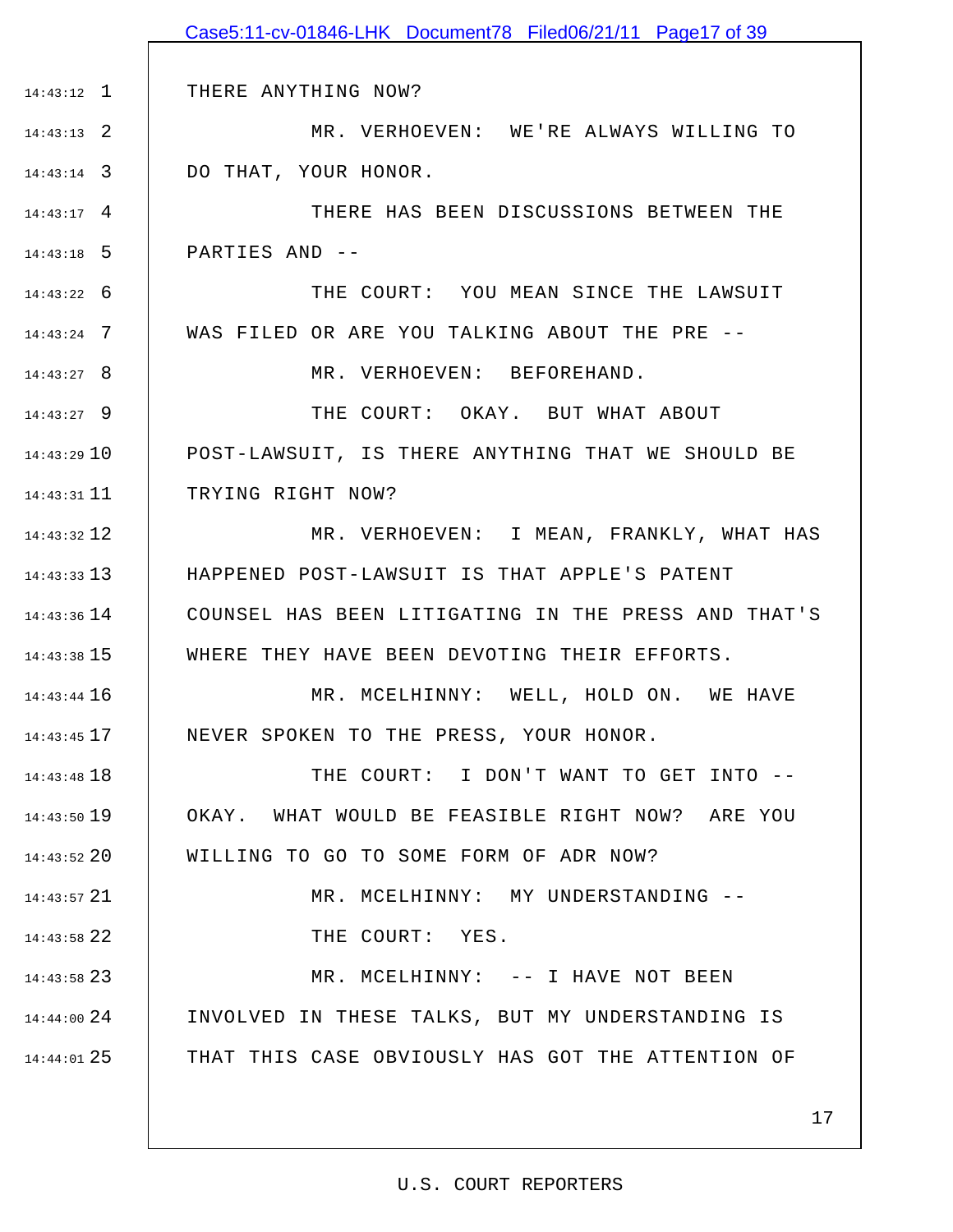THERE ANYTHING NOW?

MR. VERHOEVEN: WE'RE ALWAYS WILLING TO DO THAT, YOUR HONOR.

THERE HAS BEEN DISCUSSIONS BETWEEN THE PARTIES AND --

THE COURT: YOU MEAN SINCE THE LAWSUIT WAS FILED OR ARE YOU TALKING ABOUT THE PRE --

MR. VERHOEVEN: BEFOREHAND.

THE COURT: OKAY. BUT WHAT ABOUT POST-LAWSUIT, IS THERE ANYTHING THAT WE SHOULD BE TRYING RIGHT NOW?

MR. VERHOEVEN: I MEAN, FRANKLY, WHAT HAS HAPPENED POST-LAWSUIT IS THAT APPLE'S PATENT COUNSEL HAS BEEN LITIGATING IN THE PRESS AND THAT'S WHERE THEY HAVE BEEN DEVOTING THEIR EFFORTS.

MR. MCELHINNY: WELL, HOLD ON. WE HAVE NEVER SPOKEN TO THE PRESS, YOUR HONOR.

THE COURT: I DON'T WANT TO GET INTO -- OKAY. WHAT WOULD BE FEASIBLE RIGHT NOW? ARE YOU WILLING TO GO TO SOME FORM OF ADR NOW?

MR. MCELHINNY: MY UNDERSTANDING --

THE COURT: YES.

MR. MCELHINNY: -- I HAVE NOT BEEN INVOLVED IN THESE TALKS, BUT MY UNDERSTANDING IS THAT THIS CASE OBVIOUSLY HAS GOT THE ATTENTION OF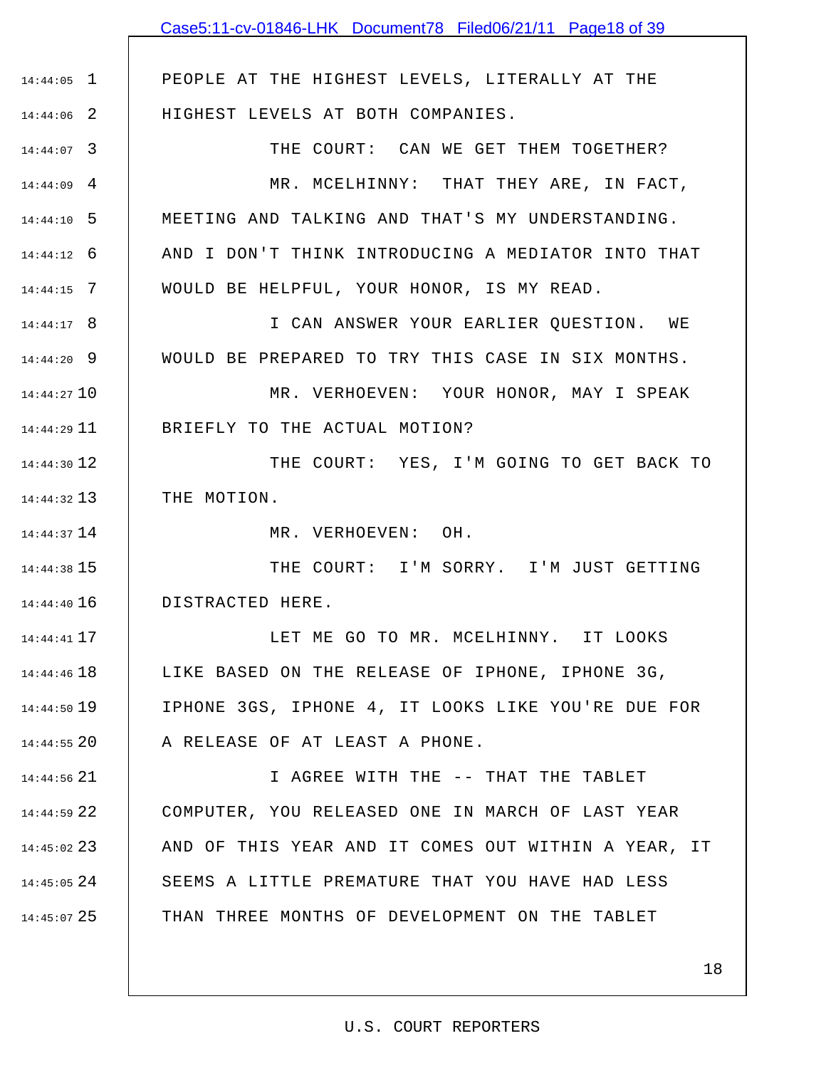PEOPLE AT THE HIGHEST LEVELS, LITERALLY AT THE HIGHEST LEVELS AT BOTH COMPANIES.

THE COURT: CAN WE GET THEM TOGETHER?

MR. MCELHINNY: THAT THEY ARE, IN FACT, MEETING AND TALKING AND THAT'S MY UNDERSTANDING. AND I DON'T THINK INTRODUCING A MEDIATOR INTO THAT WOULD BE HELPFUL, YOUR HONOR, IS MY READ.

I CAN ANSWER YOUR EARLIER QUESTION. WE WOULD BE PREPARED TO TRY THIS CASE IN SIX MONTHS.

MR. VERHOEVEN: YOUR HONOR, MAY I SPEAK BRIEFLY TO THE ACTUAL MOTION?

THE COURT: YES, I'M GOING TO GET BACK TO THE MOTION.

MR. VERHOEVEN: OH.

THE COURT: I'M SORRY. I'M JUST GETTING DISTRACTED HERE.

LET ME GO TO MR. MCELHINNY. IT LOOKS LIKE BASED ON THE RELEASE OF IPHONE, IPHONE 3G, IPHONE 3GS, IPHONE 4, IT LOOKS LIKE YOU'RE DUE FOR A RELEASE OF AT LEAST A PHONE.

I AGREE WITH THE -- THAT THE TABLET COMPUTER, YOU RELEASED ONE IN MARCH OF LAST YEAR AND OF THIS YEAR AND IT COMES OUT WITHIN A YEAR, IT SEEMS A LITTLE PREMATURE THAT YOU HAVE HAD LESS THAN THREE MONTHS OF DEVELOPMENT ON THE TABLET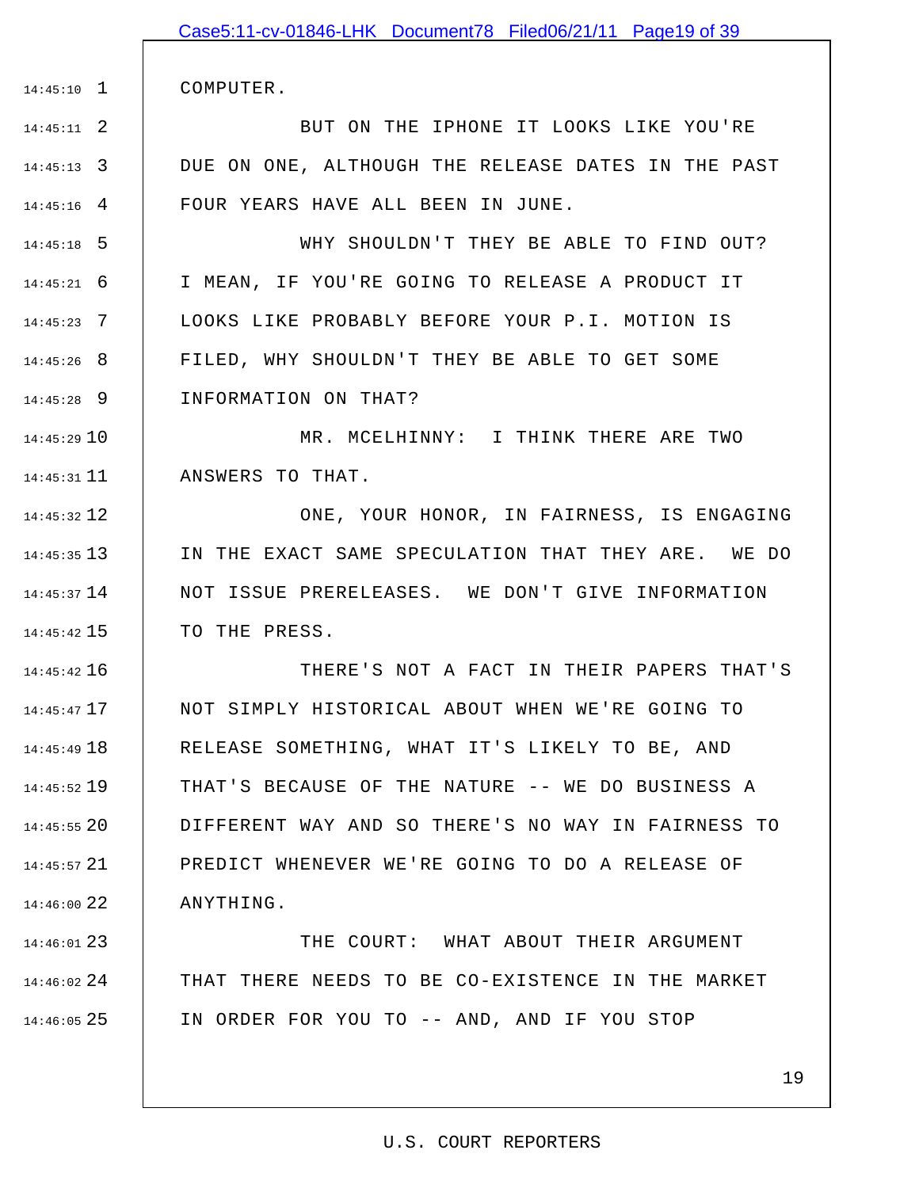COMPUTER.

BUT ON THE IPHONE IT LOOKS LIKE YOU'RE DUE ON ONE, ALTHOUGH THE RELEASE DATES IN THE PAST FOUR YEARS HAVE ALL BEEN IN JUNE.

WHY SHOULDN'T THEY BE ABLE TO FIND OUT? I MEAN, IF YOU'RE GOING TO RELEASE A PRODUCT IT LOOKS LIKE PROBABLY BEFORE YOUR P.I. MOTION IS FILED, WHY SHOULDN'T THEY BE ABLE TO GET SOME INFORMATION ON THAT?

MR. MCELHINNY: I THINK THERE ARE TWO ANSWERS TO THAT.

ONE, YOUR HONOR, IN FAIRNESS, IS ENGAGING IN THE EXACT SAME SPECULATION THAT THEY ARE. WE DO NOT ISSUE PRERELEASES. WE DON'T GIVE INFORMATION TO THE PRESS.

THERE'S NOT A FACT IN THEIR PAPERS THAT'S NOT SIMPLY HISTORICAL ABOUT WHEN WE'RE GOING TO RELEASE SOMETHING, WHAT IT'S LIKELY TO BE, AND THAT'S BECAUSE OF THE NATURE -- WE DO BUSINESS A DIFFERENT WAY AND SO THERE'S NO WAY IN FAIRNESS TO PREDICT WHENEVER WE'RE GOING TO DO A RELEASE OF ANYTHING.

THE COURT: WHAT ABOUT THEIR ARGUMENT THAT THERE NEEDS TO BE CO-EXISTENCE IN THE MARKET IN ORDER FOR YOU TO -- AND, AND IF YOU STOP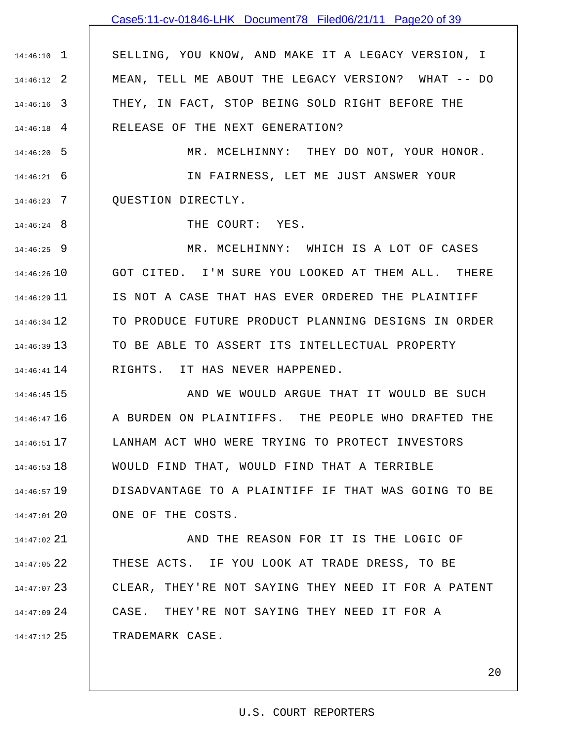SELLING, YOU KNOW, AND MAKE IT A LEGACY VERSION, I MEAN, TELL ME ABOUT THE LEGACY VERSION? WHAT -- DO THEY, IN FACT, STOP BEING SOLD RIGHT BEFORE THE RELEASE OF THE NEXT GENERATION?

MR. MCELHINNY: THEY DO NOT, YOUR HONOR.

IN FAIRNESS, LET ME JUST ANSWER YOUR QUESTION DIRECTLY.

THE COURT: YES.

MR. MCELHINNY: WHICH IS A LOT OF CASES GOT CITED. I'M SURE YOU LOOKED AT THEM ALL. THERE IS NOT A CASE THAT HAS EVER ORDERED THE PLAINTIFF TO PRODUCE FUTURE PRODUCT PLANNING DESIGNS IN ORDER TO BE ABLE TO ASSERT ITS INTELLECTUAL PROPERTY RIGHTS. IT HAS NEVER HAPPENED.

AND WE WOULD ARGUE THAT IT WOULD BE SUCH A BURDEN ON PLAINTIFFS. THE PEOPLE WHO DRAFTED THE LANHAM ACT WHO WERE TRYING TO PROTECT INVESTORS WOULD FIND THAT, WOULD FIND THAT A TERRIBLE DISADVANTAGE TO A PLAINTIFF IF THAT WAS GOING TO BE ONE OF THE COSTS.

AND THE REASON FOR IT IS THE LOGIC OF THESE ACTS. IF YOU LOOK AT TRADE DRESS, TO BE CLEAR, THEY'RE NOT SAYING THEY NEED IT FOR A PATENT CASE. THEY'RE NOT SAYING THEY NEED IT FOR A TRADEMARK CASE.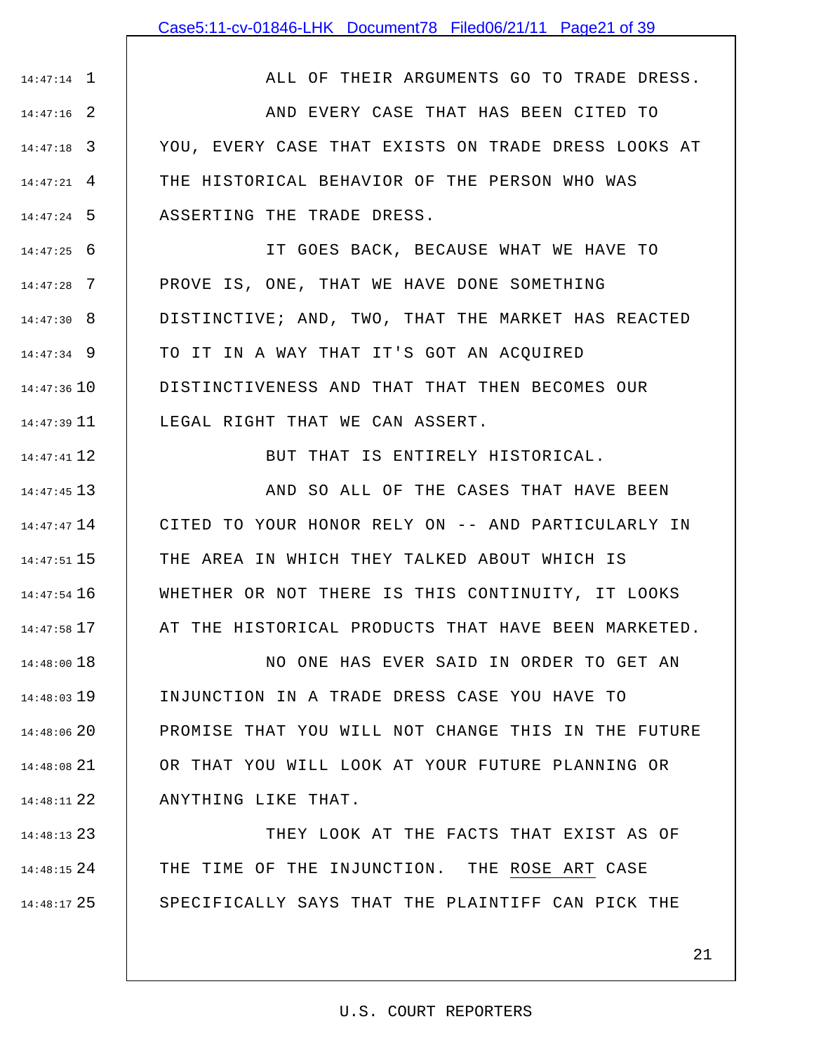ALL OF THEIR ARGUMENTS GO TO TRADE DRESS.

AND EVERY CASE THAT HAS BEEN CITED TO YOU, EVERY CASE THAT EXISTS ON TRADE DRESS LOOKS AT THE HISTORICAL BEHAVIOR OF THE PERSON WHO WAS ASSERTING THE TRADE DRESS.

IT GOES BACK, BECAUSE WHAT WE HAVE TO PROVE IS, ONE, THAT WE HAVE DONE SOMETHING DISTINCTIVE; AND, TWO, THAT THE MARKET HAS REACTED TO IT IN A WAY THAT IT'S GOT AN ACQUIRED DISTINCTIVENESS AND THAT THAT THEN BECOMES OUR LEGAL RIGHT THAT WE CAN ASSERT.

BUT THAT IS ENTIRELY HISTORICAL.

AND SO ALL OF THE CASES THAT HAVE BEEN CITED TO YOUR HONOR RELY ON -- AND PARTICULARLY IN THE AREA IN WHICH THEY TALKED ABOUT WHICH IS WHETHER OR NOT THERE IS THIS CONTINUITY, IT LOOKS AT THE HISTORICAL PRODUCTS THAT HAVE BEEN MARKETED.

NO ONE HAS EVER SAID IN ORDER TO GET AN INJUNCTION IN A TRADE DRESS CASE YOU HAVE TO PROMISE THAT YOU WILL NOT CHANGE THIS IN THE FUTURE OR THAT YOU WILL LOOK AT YOUR FUTURE PLANNING OR ANYTHING LIKE THAT.

THEY LOOK AT THE FACTS THAT EXIST AS OF THE TIME OF THE INJUNCTION. THE ROSE ART CASE SPECIFICALLY SAYS THAT THE PLAINTIFF CAN PICK THE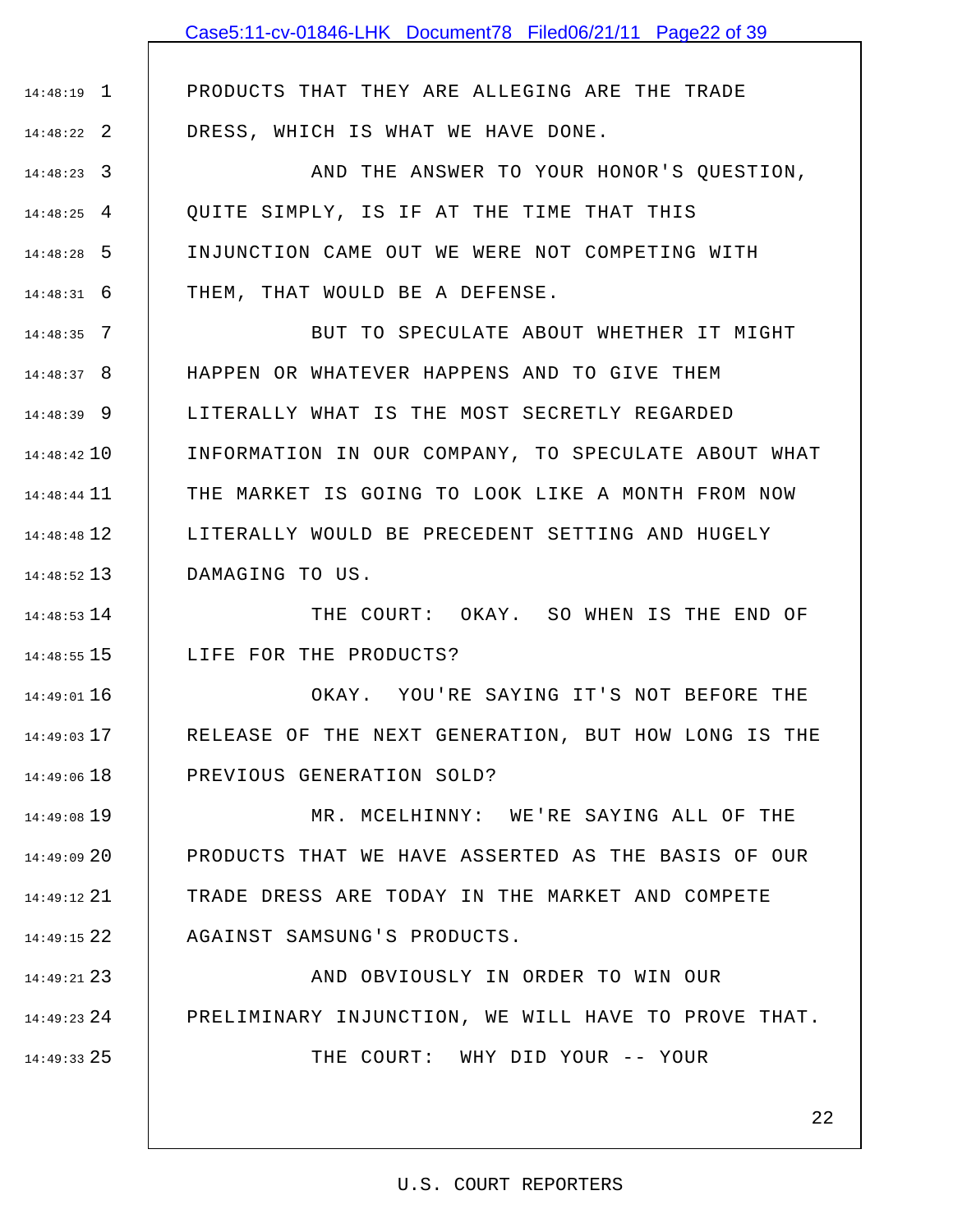PRODUCTS THAT THEY ARE ALLEGING ARE THE TRADE DRESS, WHICH IS WHAT WE HAVE DONE.

AND THE ANSWER TO YOUR HONOR'S QUESTION, QUITE SIMPLY, IS IF AT THE TIME THAT THIS INJUNCTION CAME OUT WE WERE NOT COMPETING WITH THEM, THAT WOULD BE A DEFENSE.

BUT TO SPECULATE ABOUT WHETHER IT MIGHT HAPPEN OR WHATEVER HAPPENS AND TO GIVE THEM LITERALLY WHAT IS THE MOST SECRETLY REGARDED INFORMATION IN OUR COMPANY, TO SPECULATE ABOUT WHAT THE MARKET IS GOING TO LOOK LIKE A MONTH FROM NOW LITERALLY WOULD BE PRECEDENT SETTING AND HUGELY DAMAGING TO US.

THE COURT: OKAY. SO WHEN IS THE END OF LIFE FOR THE PRODUCTS?

OKAY. YOU'RE SAYING IT'S NOT BEFORE THE RELEASE OF THE NEXT GENERATION, BUT HOW LONG IS THE PREVIOUS GENERATION SOLD?

MR. MCELHINNY: WE'RE SAYING ALL OF THE PRODUCTS THAT WE HAVE ASSERTED AS THE BASIS OF OUR TRADE DRESS ARE TODAY IN THE MARKET AND COMPETE AGAINST SAMSUNG'S PRODUCTS.

AND OBVIOUSLY IN ORDER TO WIN OUR PRELIMINARY INJUNCTION, WE WILL HAVE TO PROVE THAT.

THE COURT: WHY DID YOUR -- YOUR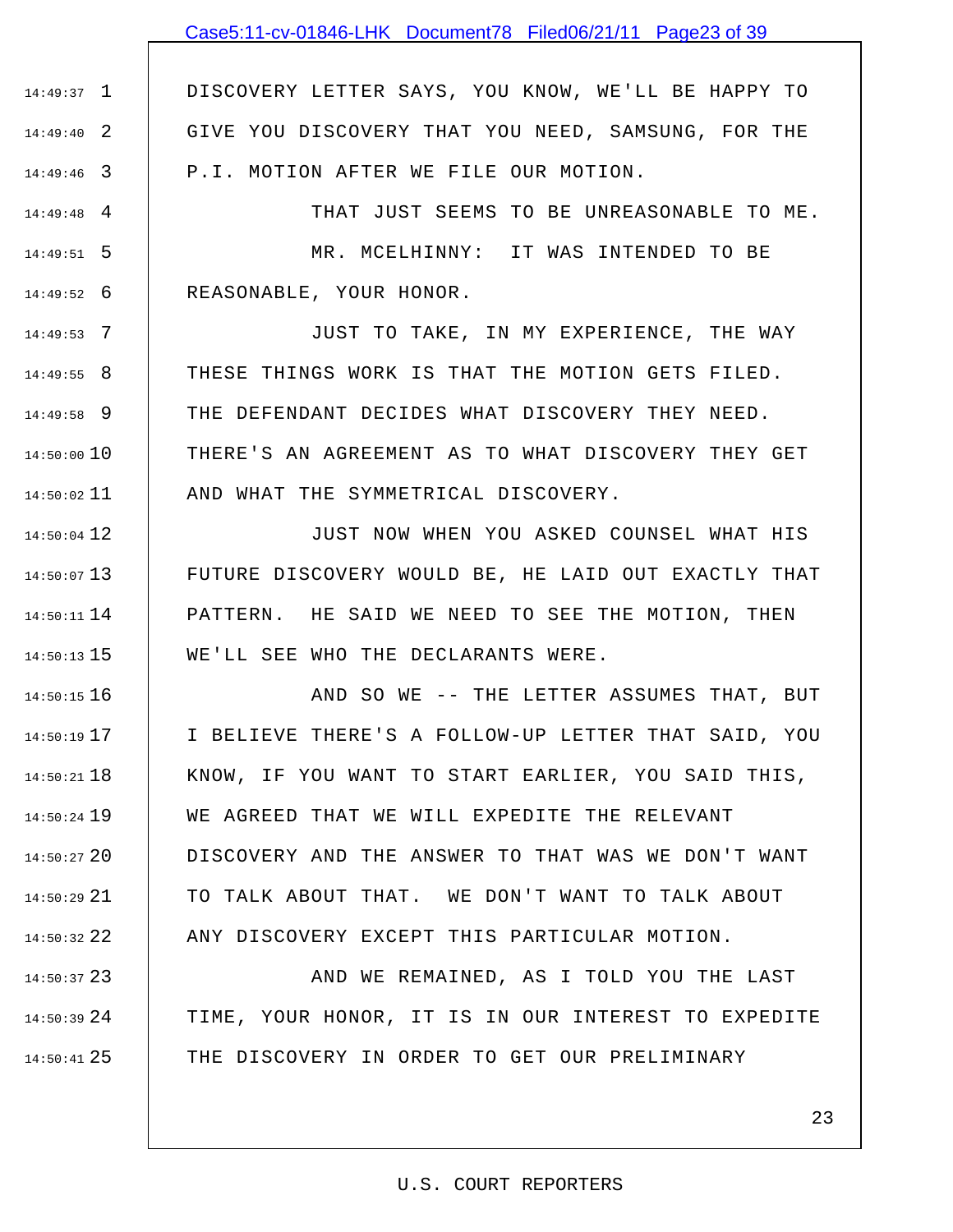DISCOVERY LETTER SAYS, YOU KNOW, WE'LL BE HAPPY TO GIVE YOU DISCOVERY THAT YOU NEED, SAMSUNG, FOR THE P.I. MOTION AFTER WE FILE OUR MOTION.

THAT JUST SEEMS TO BE UNREASONABLE TO ME.

MR. MCELHINNY: IT WAS INTENDED TO BE REASONABLE, YOUR HONOR.

JUST TO TAKE, IN MY EXPERIENCE, THE WAY THESE THINGS WORK IS THAT THE MOTION GETS FILED. THE DEFENDANT DECIDES WHAT DISCOVERY THEY NEED. THERE'S AN AGREEMENT AS TO WHAT DISCOVERY THEY GET AND WHAT THE SYMMETRICAL DISCOVERY.

JUST NOW WHEN YOU ASKED COUNSEL WHAT HIS FUTURE DISCOVERY WOULD BE, HE LAID OUT EXACTLY THAT PATTERN. HE SAID WE NEED TO SEE THE MOTION, THEN WE'LL SEE WHO THE DECLARANTS WERE.

AND SO WE -- THE LETTER ASSUMES THAT, BUT I BELIEVE THERE'S A FOLLOW-UP LETTER THAT SAID, YOU KNOW, IF YOU WANT TO START EARLIER, YOU SAID THIS, WE AGREED THAT WE WILL EXPEDITE THE RELEVANT DISCOVERY AND THE ANSWER TO THAT WAS WE DON'T WANT TO TALK ABOUT THAT. WE DON'T WANT TO TALK ABOUT ANY DISCOVERY EXCEPT THIS PARTICULAR MOTION.

AND WE REMAINED, AS I TOLD YOU THE LAST TIME, YOUR HONOR, IT IS IN OUR INTEREST TO EXPEDITE THE DISCOVERY IN ORDER TO GET OUR PRELIMINARY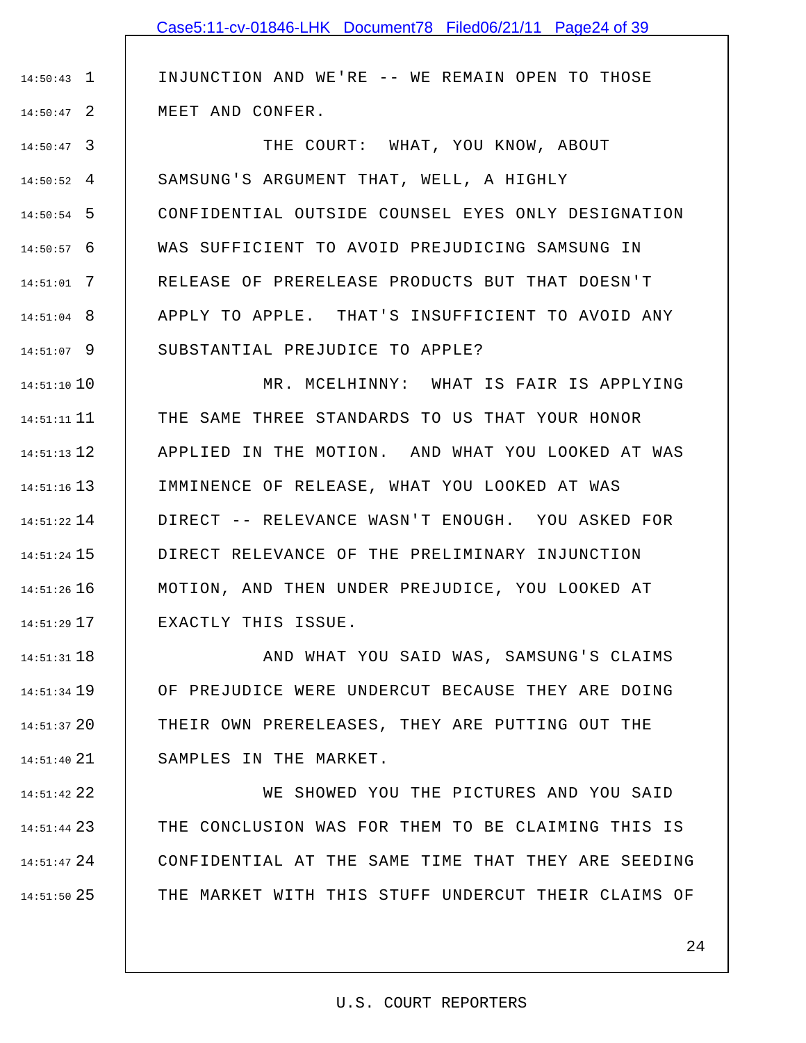INJUNCTION AND WE'RE -- WE REMAIN OPEN TO THOSE MEET AND CONFER.

THE COURT: WHAT, YOU KNOW, ABOUT SAMSUNG'S ARGUMENT THAT, WELL, A HIGHLY CONFIDENTIAL OUTSIDE COUNSEL EYES ONLY DESIGNATION WAS SUFFICIENT TO AVOID PREJUDICING SAMSUNG IN RELEASE OF PRERELEASE PRODUCTS BUT THAT DOESN'T APPLY TO APPLE. THAT'S INSUFFICIENT TO AVOID ANY SUBSTANTIAL PREJUDICE TO APPLE?

MR. MCELHINNY: WHAT IS FAIR IS APPLYING THE SAME THREE STANDARDS TO US THAT YOUR HONOR APPLIED IN THE MOTION. AND WHAT YOU LOOKED AT WAS IMMINENCE OF RELEASE, WHAT YOU LOOKED AT WAS DIRECT -- RELEVANCE WASN'T ENOUGH. YOU ASKED FOR DIRECT RELEVANCE OF THE PRELIMINARY INJUNCTION MOTION, AND THEN UNDER PREJUDICE, YOU LOOKED AT EXACTLY THIS ISSUE.

AND WHAT YOU SAID WAS, SAMSUNG'S CLAIMS OF PREJUDICE WERE UNDERCUT BECAUSE THEY ARE DOING THEIR OWN PRERELEASES, THEY ARE PUTTING OUT THE SAMPLES IN THE MARKET.

WE SHOWED YOU THE PICTURES AND YOU SAID THE CONCLUSION WAS FOR THEM TO BE CLAIMING THIS IS CONFIDENTIAL AT THE SAME TIME THAT THEY ARE SEEDING THE MARKET WITH THIS STUFF UNDERCUT THEIR CLAIMS OF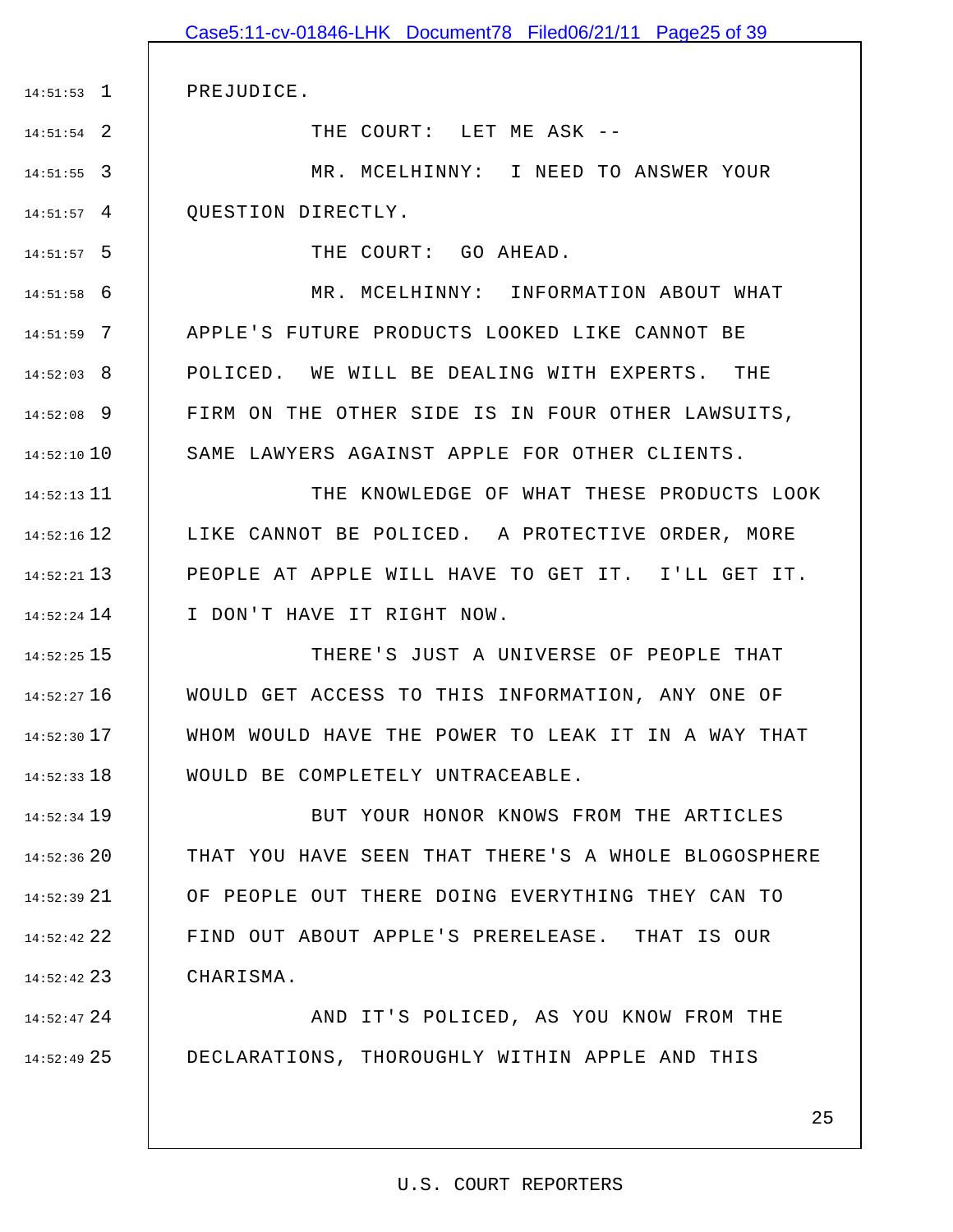PREJUDICE.

THE COURT: LET ME ASK --

MR. MCELHINNY: I NEED TO ANSWER YOUR QUESTION DIRECTLY.

THE COURT: GO AHEAD.

MR. MCELHINNY: INFORMATION ABOUT WHAT APPLE'S FUTURE PRODUCTS LOOKED LIKE CANNOT BE POLICED. WE WILL BE DEALING WITH EXPERTS. THE FIRM ON THE OTHER SIDE IS IN FOUR OTHER LAWSUITS, SAME LAWYERS AGAINST APPLE FOR OTHER CLIENTS.

THE KNOWLEDGE OF WHAT THESE PRODUCTS LOOK LIKE CANNOT BE POLICED. A PROTECTIVE ORDER, MORE PEOPLE AT APPLE WILL HAVE TO GET IT. I'LL GET IT. I DON'T HAVE IT RIGHT NOW.

THERE'S JUST A UNIVERSE OF PEOPLE THAT WOULD GET ACCESS TO THIS INFORMATION, ANY ONE OF WHOM WOULD HAVE THE POWER TO LEAK IT IN A WAY THAT WOULD BE COMPLETELY UNTRACEABLE.

BUT YOUR HONOR KNOWS FROM THE ARTICLES THAT YOU HAVE SEEN THAT THERE'S A WHOLE BLOGOSPHERE OF PEOPLE OUT THERE DOING EVERYTHING THEY CAN TO FIND OUT ABOUT APPLE'S PRERELEASE. THAT IS OUR CHARISMA.

AND IT'S POLICED, AS YOU KNOW FROM THE DECLARATIONS, THOROUGHLY WITHIN APPLE AND THIS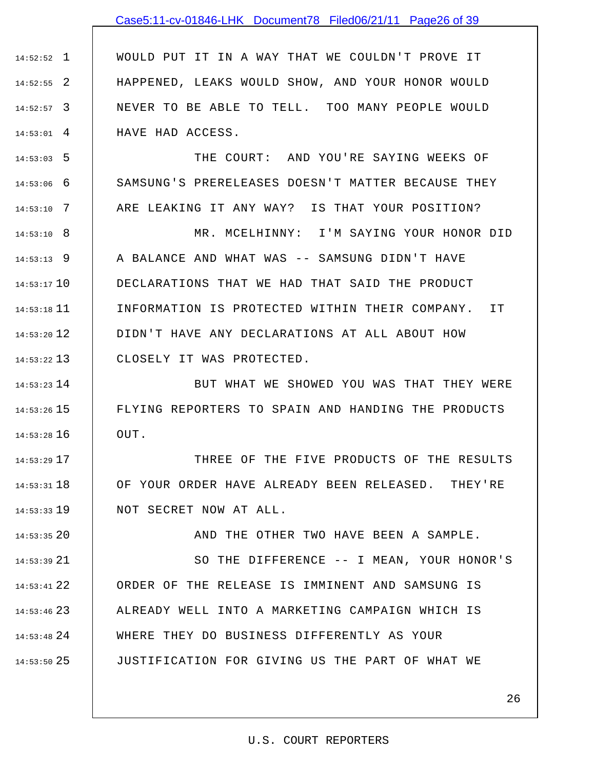WOULD PUT IT IN A WAY THAT WE COULDN'T PROVE IT HAPPENED, LEAKS WOULD SHOW, AND YOUR HONOR WOULD NEVER TO BE ABLE TO TELL. TOO MANY PEOPLE WOULD HAVE HAD ACCESS.

THE COURT: AND YOU'RE SAYING WEEKS OF SAMSUNG'S PRERELEASES DOESN'T MATTER BECAUSE THEY ARE LEAKING IT ANY WAY? IS THAT YOUR POSITION?

MR. MCELHINNY: I'M SAYING YOUR HONOR DID A BALANCE AND WHAT WAS -- SAMSUNG DIDN'T HAVE DECLARATIONS THAT WE HAD THAT SAID THE PRODUCT INFORMATION IS PROTECTED WITHIN THEIR COMPANY. IT DIDN'T HAVE ANY DECLARATIONS AT ALL ABOUT HOW CLOSELY IT WAS PROTECTED.

BUT WHAT WE SHOWED YOU WAS THAT THEY WERE FLYING REPORTERS TO SPAIN AND HANDING THE PRODUCTS OUT.

THREE OF THE FIVE PRODUCTS OF THE RESULTS OF YOUR ORDER HAVE ALREADY BEEN RELEASED. THEY'RE NOT SECRET NOW AT ALL.

AND THE OTHER TWO HAVE BEEN A SAMPLE.

SO THE DIFFERENCE -- I MEAN, YOUR HONOR'S ORDER OF THE RELEASE IS IMMINENT AND SAMSUNG IS ALREADY WELL INTO A MARKETING CAMPAIGN WHICH IS WHERE THEY DO BUSINESS DIFFERENTLY AS YOUR JUSTIFICATION FOR GIVING US THE PART OF WHAT WE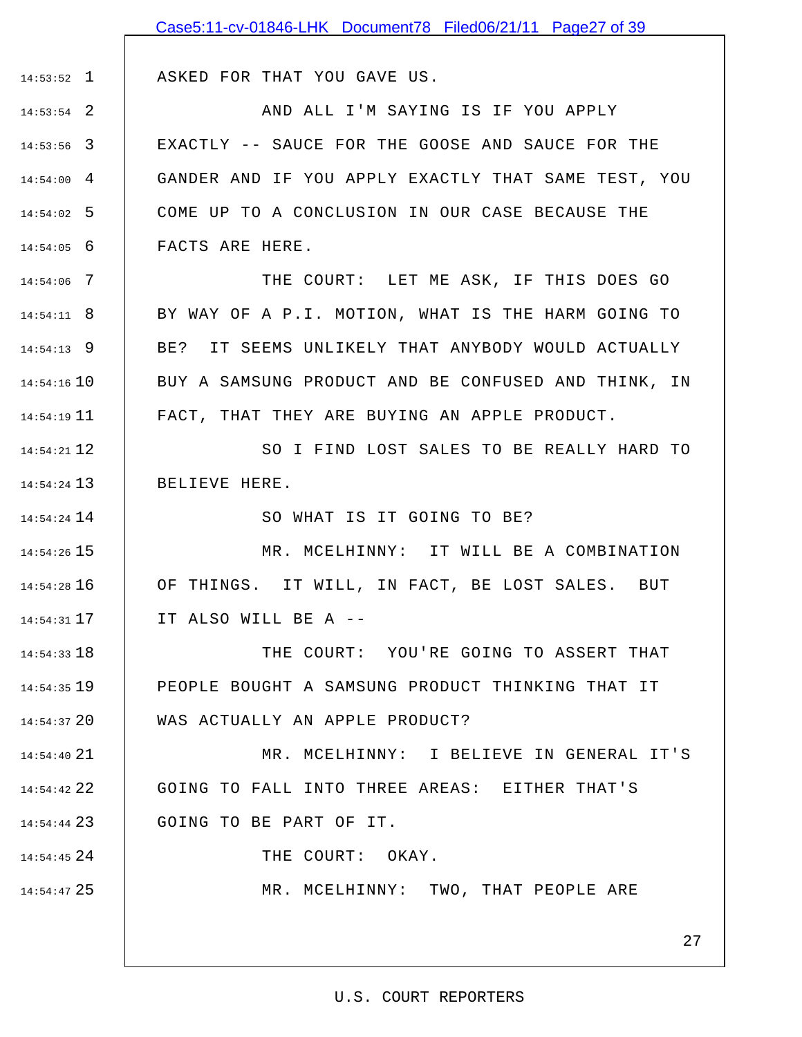ASKED FOR THAT YOU GAVE US.

AND ALL I'M SAYING IS IF YOU APPLY EXACTLY -- SAUCE FOR THE GOOSE AND SAUCE FOR THE GANDER AND IF YOU APPLY EXACTLY THAT SAME TEST, YOU COME UP TO A CONCLUSION IN OUR CASE BECAUSE THE FACTS ARE HERE.

THE COURT: LET ME ASK, IF THIS DOES GO BY WAY OF A P.I. MOTION, WHAT IS THE HARM GOING TO BE? IT SEEMS UNLIKELY THAT ANYBODY WOULD ACTUALLY BUY A SAMSUNG PRODUCT AND BE CONFUSED AND THINK, IN FACT, THAT THEY ARE BUYING AN APPLE PRODUCT.

SO I FIND LOST SALES TO BE REALLY HARD TO BELIEVE HERE.

SO WHAT IS IT GOING TO BE?

MR. MCELHINNY: IT WILL BE A COMBINATION OF THINGS. IT WILL, IN FACT, BE LOST SALES. BUT IT ALSO WILL BE A --

THE COURT: YOU'RE GOING TO ASSERT THAT PEOPLE BOUGHT A SAMSUNG PRODUCT THINKING THAT IT WAS ACTUALLY AN APPLE PRODUCT?

MR. MCELHINNY: I BELIEVE IN GENERAL IT'S GOING TO FALL INTO THREE AREAS: EITHER THAT'S GOING TO BE PART OF IT.

THE COURT: OKAY.

MR. MCELHINNY: TWO, THAT PEOPLE ARE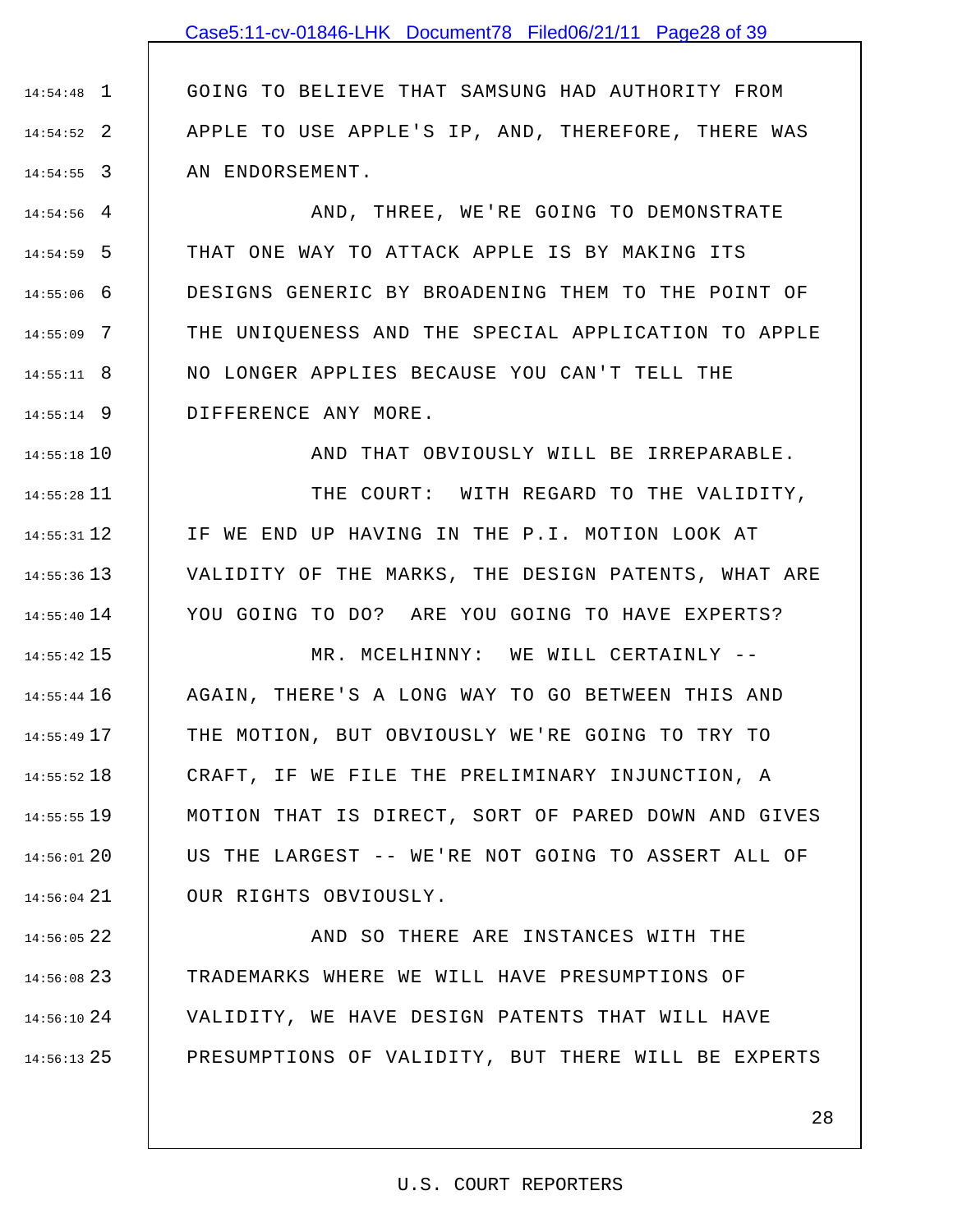GOING TO BELIEVE THAT SAMSUNG HAD AUTHORITY FROM APPLE TO USE APPLE'S IP, AND, THEREFORE, THERE WAS AN ENDORSEMENT.

AND, THREE, WE'RE GOING TO DEMONSTRATE THAT ONE WAY TO ATTACK APPLE IS BY MAKING ITS DESIGNS GENERIC BY BROADENING THEM TO THE POINT OF THE UNIQUENESS AND THE SPECIAL APPLICATION TO APPLE NO LONGER APPLIES BECAUSE YOU CAN'T TELL THE DIFFERENCE ANY MORE.

AND THAT OBVIOUSLY WILL BE IRREPARABLE.

THE COURT: WITH REGARD TO THE VALIDITY, IF WE END UP HAVING IN THE P.I. MOTION LOOK AT VALIDITY OF THE MARKS, THE DESIGN PATENTS, WHAT ARE YOU GOING TO DO? ARE YOU GOING TO HAVE EXPERTS?

MR. MCELHINNY: WE WILL CERTAINLY -- AGAIN, THERE'S A LONG WAY TO GO BETWEEN THIS AND THE MOTION, BUT OBVIOUSLY WE'RE GOING TO TRY TO CRAFT, IF WE FILE THE PRELIMINARY INJUNCTION, A MOTION THAT IS DIRECT, SORT OF PARED DOWN AND GIVES US THE LARGEST -- WE'RE NOT GOING TO ASSERT ALL OF OUR RIGHTS OBVIOUSLY.

AND SO THERE ARE INSTANCES WITH THE TRADEMARKS WHERE WE WILL HAVE PRESUMPTIONS OF VALIDITY, WE HAVE DESIGN PATENTS THAT WILL HAVE PRESUMPTIONS OF VALIDITY, BUT THERE WILL BE EXPERTS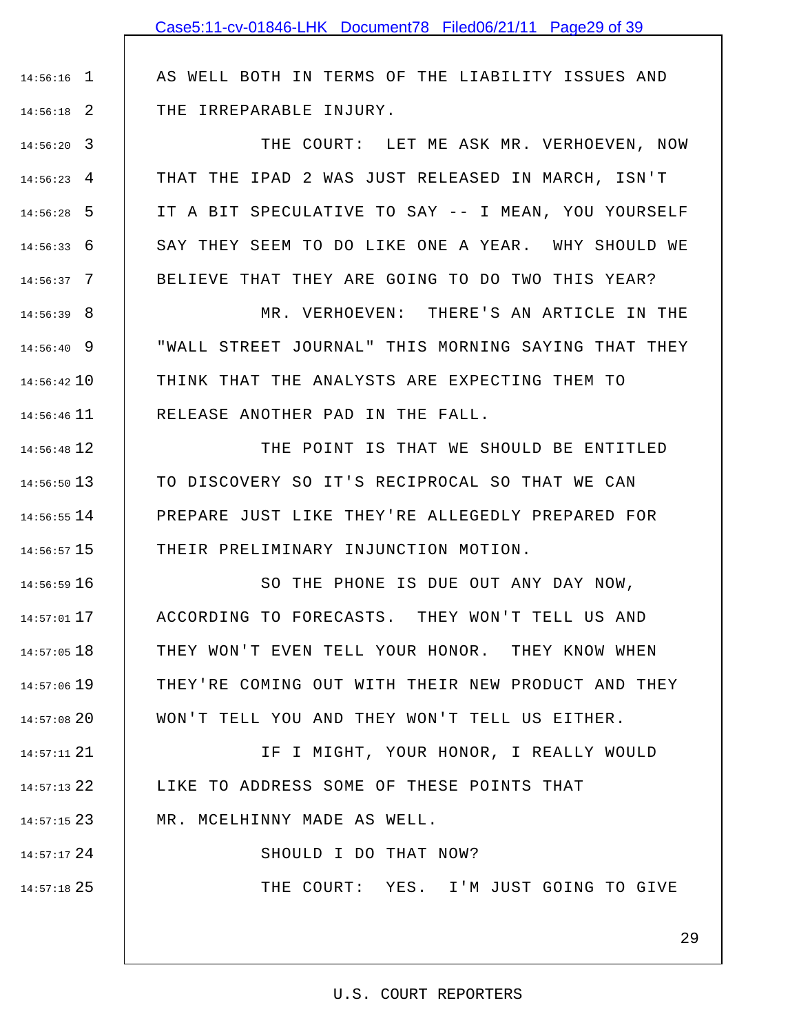AS WELL BOTH IN TERMS OF THE LIABILITY ISSUES AND THE IRREPARABLE INJURY.

THE COURT: LET ME ASK MR. VERHOEVEN, NOW THAT THE IPAD 2 WAS JUST RELEASED IN MARCH, ISN'T IT A BIT SPECULATIVE TO SAY -- I MEAN, YOU YOURSELF SAY THEY SEEM TO DO LIKE ONE A YEAR. WHY SHOULD WE BELIEVE THAT THEY ARE GOING TO DO TWO THIS YEAR?

MR. VERHOEVEN: THERE'S AN ARTICLE IN THE "WALL STREET JOURNAL" THIS MORNING SAYING THAT THEY THINK THAT THE ANALYSTS ARE EXPECTING THEM TO RELEASE ANOTHER PAD IN THE FALL.

THE POINT IS THAT WE SHOULD BE ENTITLED TO DISCOVERY SO IT'S RECIPROCAL SO THAT WE CAN PREPARE JUST LIKE THEY'RE ALLEGEDLY PREPARED FOR THEIR PRELIMINARY INJUNCTION MOTION.

SO THE PHONE IS DUE OUT ANY DAY NOW, ACCORDING TO FORECASTS. THEY WON'T TELL US AND THEY WON'T EVEN TELL YOUR HONOR. THEY KNOW WHEN THEY'RE COMING OUT WITH THEIR NEW PRODUCT AND THEY WON'T TELL YOU AND THEY WON'T TELL US EITHER.

IF I MIGHT, YOUR HONOR, I REALLY WOULD LIKE TO ADDRESS SOME OF THESE POINTS THAT MR. MCELHINNY MADE AS WELL.

SHOULD I DO THAT NOW?

THE COURT: YES. I'M JUST GOING TO GIVE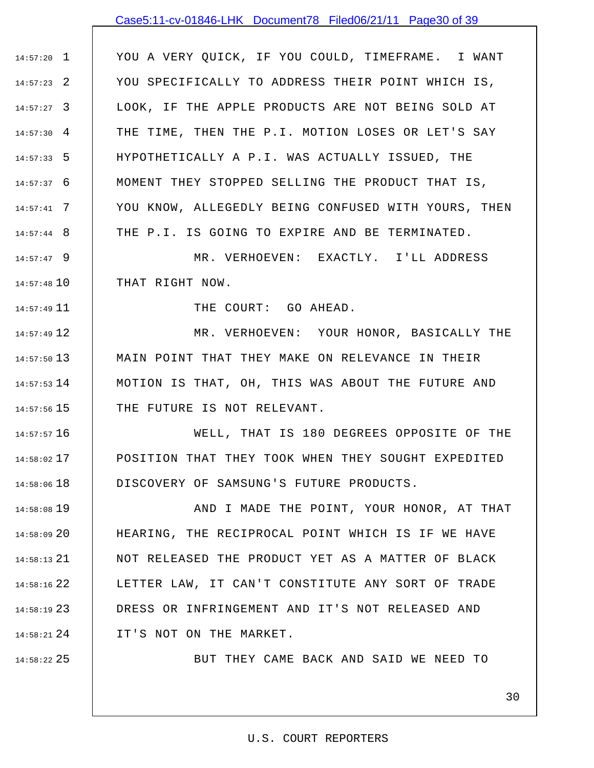YOU A VERY QUICK, IF YOU COULD, TIMEFRAME. I WANT YOU SPECIFICALLY TO ADDRESS THEIR POINT WHICH IS, LOOK, IF THE APPLE PRODUCTS ARE NOT BEING SOLD AT THE TIME, THEN THE P.I. MOTION LOSES OR LET'S SAY HYPOTHETICALLY A P.I. WAS ACTUALLY ISSUED, THE MOMENT THEY STOPPED SELLING THE PRODUCT THAT IS, YOU KNOW, ALLEGEDLY BEING CONFUSED WITH YOURS, THEN THE P.I. IS GOING TO EXPIRE AND BE TERMINATED.

MR. VERHOEVEN: EXACTLY. I'LL ADDRESS THAT RIGHT NOW.

THE COURT: GO AHEAD.

MR. VERHOEVEN: YOUR HONOR, BASICALLY THE MAIN POINT THAT THEY MAKE ON RELEVANCE IN THEIR MOTION IS THAT, OH, THIS WAS ABOUT THE FUTURE AND THE FUTURE IS NOT RELEVANT.

WELL, THAT IS 180 DEGREES OPPOSITE OF THE POSITION THAT THEY TOOK WHEN THEY SOUGHT EXPEDITED DISCOVERY OF SAMSUNG'S FUTURE PRODUCTS.

AND I MADE THE POINT, YOUR HONOR, AT THAT HEARING, THE RECIPROCAL POINT WHICH IS IF WE HAVE NOT RELEASED THE PRODUCT YET AS A MATTER OF BLACK LETTER LAW, IT CAN'T CONSTITUTE ANY SORT OF TRADE DRESS OR INFRINGEMENT AND IT'S NOT RELEASED AND IT'S NOT ON THE MARKET.

BUT THEY CAME BACK AND SAID WE NEED TO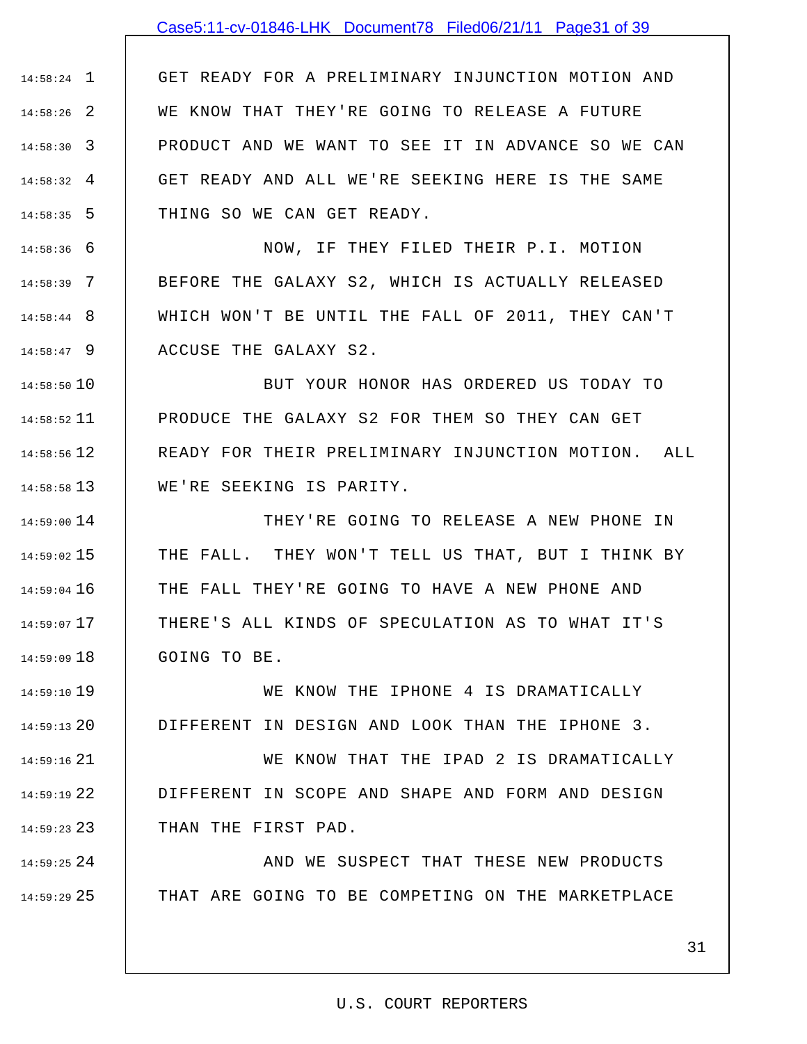GET READY FOR A PRELIMINARY INJUNCTION MOTION AND WE KNOW THAT THEY'RE GOING TO RELEASE A FUTURE PRODUCT AND WE WANT TO SEE IT IN ADVANCE SO WE CAN GET READY AND ALL WE'RE SEEKING HERE IS THE SAME THING SO WE CAN GET READY.

NOW, IF THEY FILED THEIR P.I. MOTION BEFORE THE GALAXY S2, WHICH IS ACTUALLY RELEASED WHICH WON'T BE UNTIL THE FALL OF 2011, THEY CAN'T ACCUSE THE GALAXY S2.

BUT YOUR HONOR HAS ORDERED US TODAY TO PRODUCE THE GALAXY S2 FOR THEM SO THEY CAN GET READY FOR THEIR PRELIMINARY INJUNCTION MOTION. ALL WE'RE SEEKING IS PARITY.

THEY'RE GOING TO RELEASE A NEW PHONE IN THE FALL. THEY WON'T TELL US THAT, BUT I THINK BY THE FALL THEY'RE GOING TO HAVE A NEW PHONE AND THERE'S ALL KINDS OF SPECULATION AS TO WHAT IT'S GOING TO BE.

WE KNOW THE IPHONE 4 IS DRAMATICALLY DIFFERENT IN DESIGN AND LOOK THAN THE IPHONE 3.

WE KNOW THAT THE IPAD 2 IS DRAMATICALLY DIFFERENT IN SCOPE AND SHAPE AND FORM AND DESIGN THAN THE FIRST PAD.

AND WE SUSPECT THAT THESE NEW PRODUCTS THAT ARE GOING TO BE COMPETING ON THE MARKETPLACE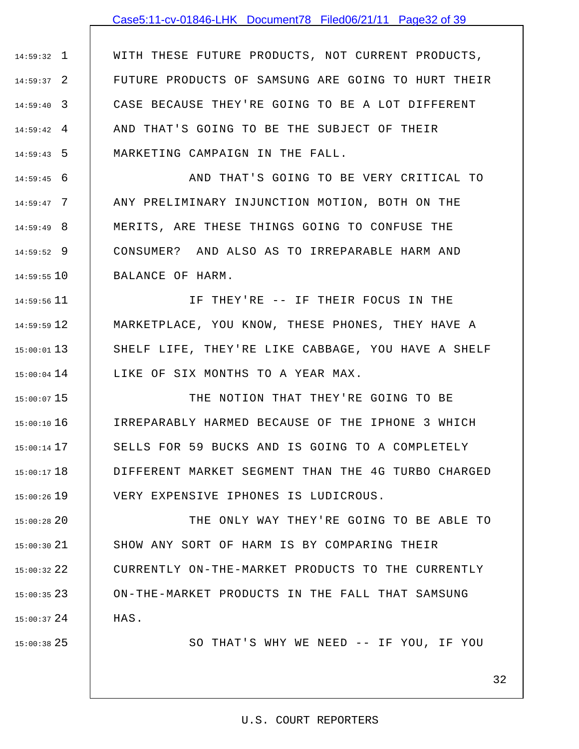WITH THESE FUTURE PRODUCTS, NOT CURRENT PRODUCTS, FUTURE PRODUCTS OF SAMSUNG ARE GOING TO HURT THEIR CASE BECAUSE THEY'RE GOING TO BE A LOT DIFFERENT AND THAT'S GOING TO BE THE SUBJECT OF THEIR MARKETING CAMPAIGN IN THE FALL.

AND THAT'S GOING TO BE VERY CRITICAL TO ANY PRELIMINARY INJUNCTION MOTION, BOTH ON THE MERITS, ARE THESE THINGS GOING TO CONFUSE THE CONSUMER? AND ALSO AS TO IRREPARABLE HARM AND BALANCE OF HARM.

IF THEY'RE -- IF THEIR FOCUS IN THE MARKETPLACE, YOU KNOW, THESE PHONES, THEY HAVE A SHELF LIFE, THEY'RE LIKE CABBAGE, YOU HAVE A SHELF LIKE OF SIX MONTHS TO A YEAR MAX.

THE NOTION THAT THEY'RE GOING TO BE IRREPARABLY HARMED BECAUSE OF THE IPHONE 3 WHICH SELLS FOR 59 BUCKS AND IS GOING TO A COMPLETELY DIFFERENT MARKET SEGMENT THAN THE 4G TURBO CHARGED VERY EXPENSIVE IPHONES IS LUDICROUS.

THE ONLY WAY THEY'RE GOING TO BE ABLE TO SHOW ANY SORT OF HARM IS BY COMPARING THEIR CURRENTLY ON-THE-MARKET PRODUCTS TO THE CURRENTLY ON-THE-MARKET PRODUCTS IN THE FALL THAT SAMSUNG HAS.

SO THAT'S WHY WE NEED -- IF YOU, IF YOU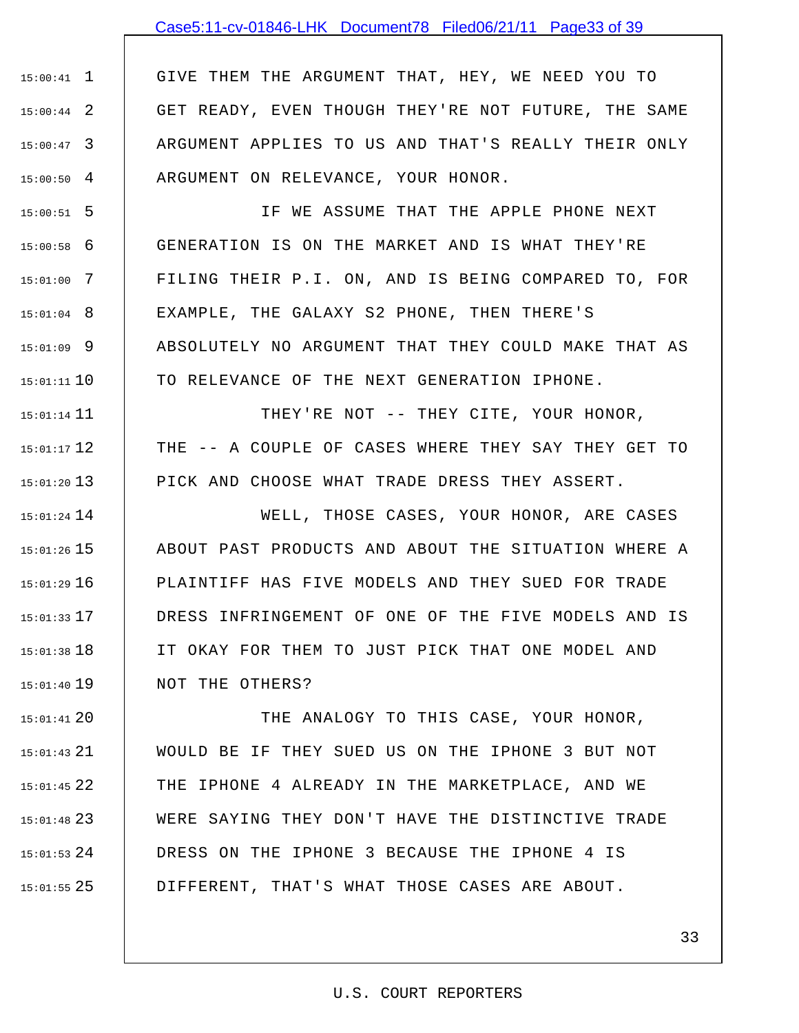GIVE THEM THE ARGUMENT THAT, HEY, WE NEED YOU TO GET READY, EVEN THOUGH THEY'RE NOT FUTURE, THE SAME ARGUMENT APPLIES TO US AND THAT'S REALLY THEIR ONLY ARGUMENT ON RELEVANCE, YOUR HONOR.

IF WE ASSUME THAT THE APPLE PHONE NEXT GENERATION IS ON THE MARKET AND IS WHAT THEY'RE FILING THEIR P.I. ON, AND IS BEING COMPARED TO, FOR EXAMPLE, THE GALAXY S2 PHONE, THEN THERE'S ABSOLUTELY NO ARGUMENT THAT THEY COULD MAKE THAT AS TO RELEVANCE OF THE NEXT GENERATION IPHONE.

THEY'RE NOT -- THEY CITE, YOUR HONOR, THE -- A COUPLE OF CASES WHERE THEY SAY THEY GET TO PICK AND CHOOSE WHAT TRADE DRESS THEY ASSERT.

WELL, THOSE CASES, YOUR HONOR, ARE CASES ABOUT PAST PRODUCTS AND ABOUT THE SITUATION WHERE A PLAINTIFF HAS FIVE MODELS AND THEY SUED FOR TRADE DRESS INFRINGEMENT OF ONE OF THE FIVE MODELS AND IS IT OKAY FOR THEM TO JUST PICK THAT ONE MODEL AND NOT THE OTHERS?

THE ANALOGY TO THIS CASE, YOUR HONOR, WOULD BE IF THEY SUED US ON THE IPHONE 3 BUT NOT THE IPHONE 4 ALREADY IN THE MARKETPLACE, AND WE WERE SAYING THEY DON'T HAVE THE DISTINCTIVE TRADE DRESS ON THE IPHONE 3 BECAUSE THE IPHONE 4 IS DIFFERENT, THAT'S WHAT THOSE CASES ARE ABOUT.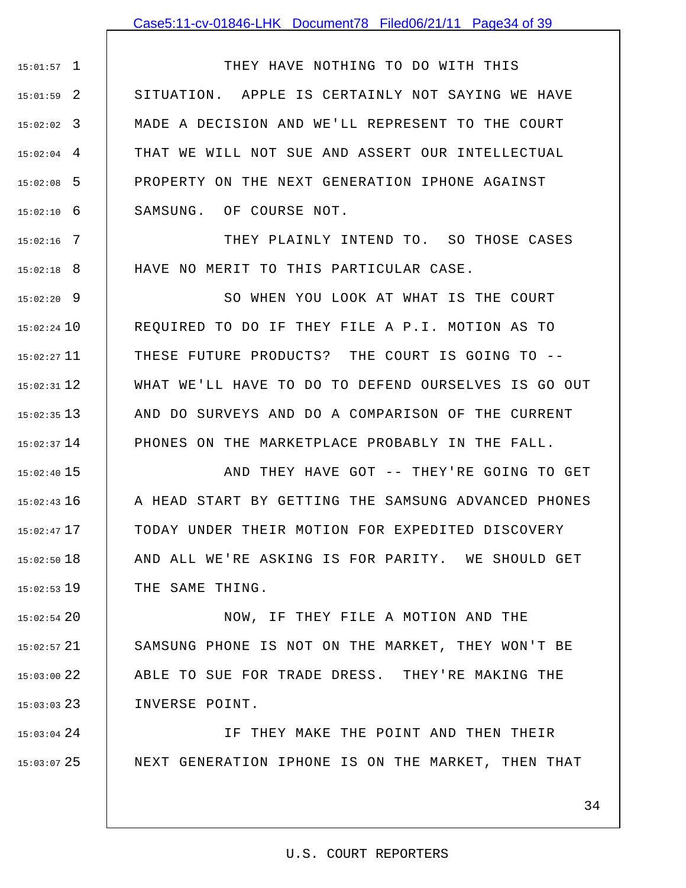THEY HAVE NOTHING TO DO WITH THIS SITUATION. APPLE IS CERTAINLY NOT SAYING WE HAVE MADE A DECISION AND WE'LL REPRESENT TO THE COURT THAT WE WILL NOT SUE AND ASSERT OUR INTELLECTUAL PROPERTY ON THE NEXT GENERATION IPHONE AGAINST SAMSUNG. OF COURSE NOT.

THEY PLAINLY INTEND TO. SO THOSE CASES HAVE NO MERIT TO THIS PARTICULAR CASE.

SO WHEN YOU LOOK AT WHAT IS THE COURT REQUIRED TO DO IF THEY FILE A P.I. MOTION AS TO THESE FUTURE PRODUCTS? THE COURT IS GOING TO -- WHAT WE'LL HAVE TO DO TO DEFEND OURSELVES IS GO OUT AND DO SURVEYS AND DO A COMPARISON OF THE CURRENT PHONES ON THE MARKETPLACE PROBABLY IN THE FALL.

AND THEY HAVE GOT -- THEY'RE GOING TO GET A HEAD START BY GETTING THE SAMSUNG ADVANCED PHONES TODAY UNDER THEIR MOTION FOR EXPEDITED DISCOVERY AND ALL WE'RE ASKING IS FOR PARITY. WE SHOULD GET THE SAME THING.

NOW, IF THEY FILE A MOTION AND THE SAMSUNG PHONE IS NOT ON THE MARKET, THEY WON'T BE ABLE TO SUE FOR TRADE DRESS. THEY'RE MAKING THE INVERSE POINT.

IF THEY MAKE THE POINT AND THEN THEIR NEXT GENERATION IPHONE IS ON THE MARKET, THEN THAT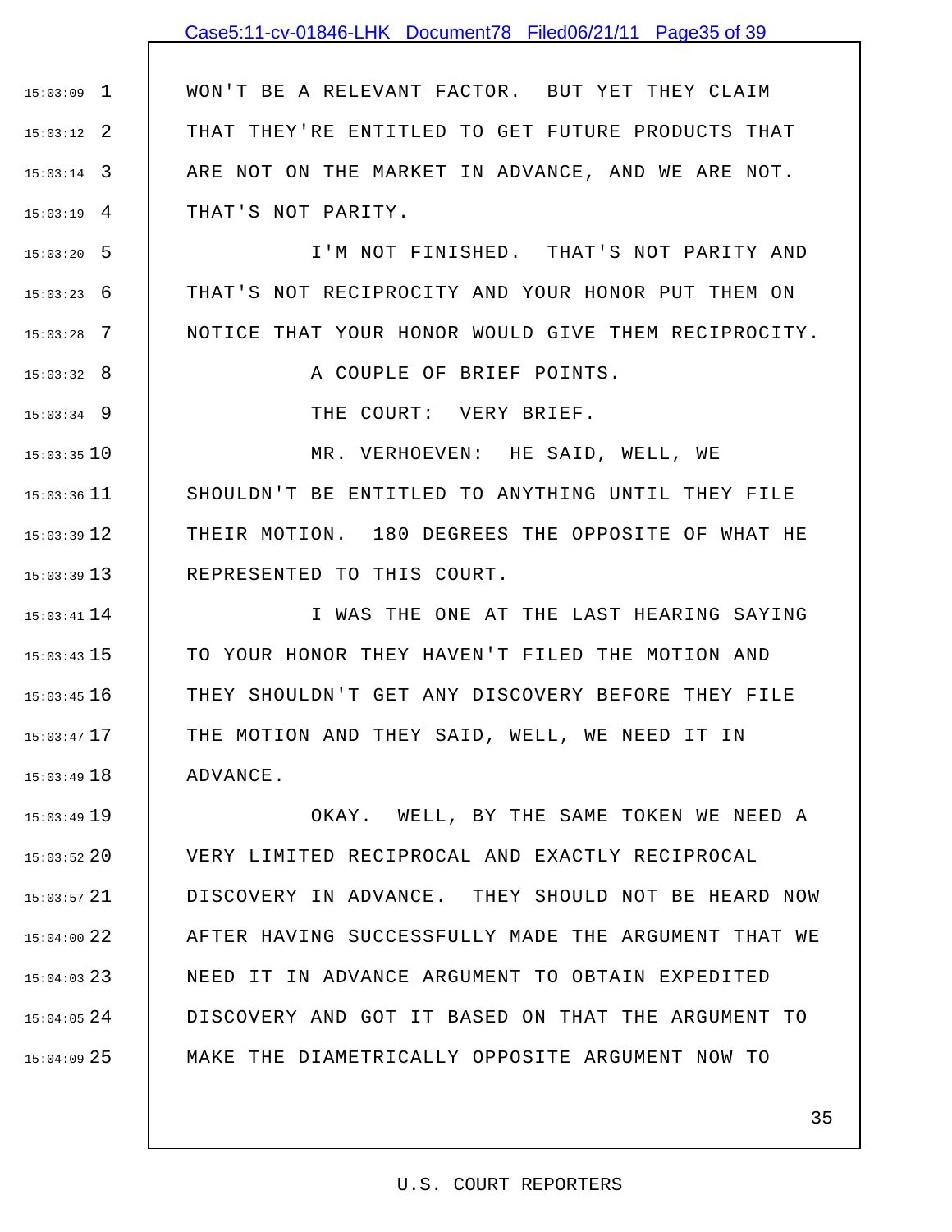WON'T BE A RELEVANT FACTOR. BUT YET THEY CLAIM THAT THEY'RE ENTITLED TO GET FUTURE PRODUCTS THAT ARE NOT ON THE MARKET IN ADVANCE, AND WE ARE NOT. THAT'S NOT PARITY.

I'M NOT FINISHED. THAT'S NOT PARITY AND THAT'S NOT RECIPROCITY AND YOUR HONOR PUT THEM ON NOTICE THAT YOUR HONOR WOULD GIVE THEM RECIPROCITY.

A COUPLE OF BRIEF POINTS.

THE COURT: VERY BRIEF.

MR. VERHOEVEN: HE SAID, WELL, WE SHOULDN'T BE ENTITLED TO ANYTHING UNTIL THEY FILE THEIR MOTION. 180 DEGREES THE OPPOSITE OF WHAT HE REPRESENTED TO THIS COURT.

I WAS THE ONE AT THE LAST HEARING SAYING TO YOUR HONOR THEY HAVEN'T FILED THE MOTION AND THEY SHOULDN'T GET ANY DISCOVERY BEFORE THEY FILE THE MOTION AND THEY SAID, WELL, WE NEED IT IN ADVANCE.

OKAY. WELL, BY THE SAME TOKEN WE NEED A VERY LIMITED RECIPROCAL AND EXACTLY RECIPROCAL DISCOVERY IN ADVANCE. THEY SHOULD NOT BE HEARD NOW AFTER HAVING SUCCESSFULLY MADE THE ARGUMENT THAT WE NEED IT IN ADVANCE ARGUMENT TO OBTAIN EXPEDITED DISCOVERY AND GOT IT BASED ON THAT THE ARGUMENT TO MAKE THE DIAMETRICALLY OPPOSITE ARGUMENT NOW TO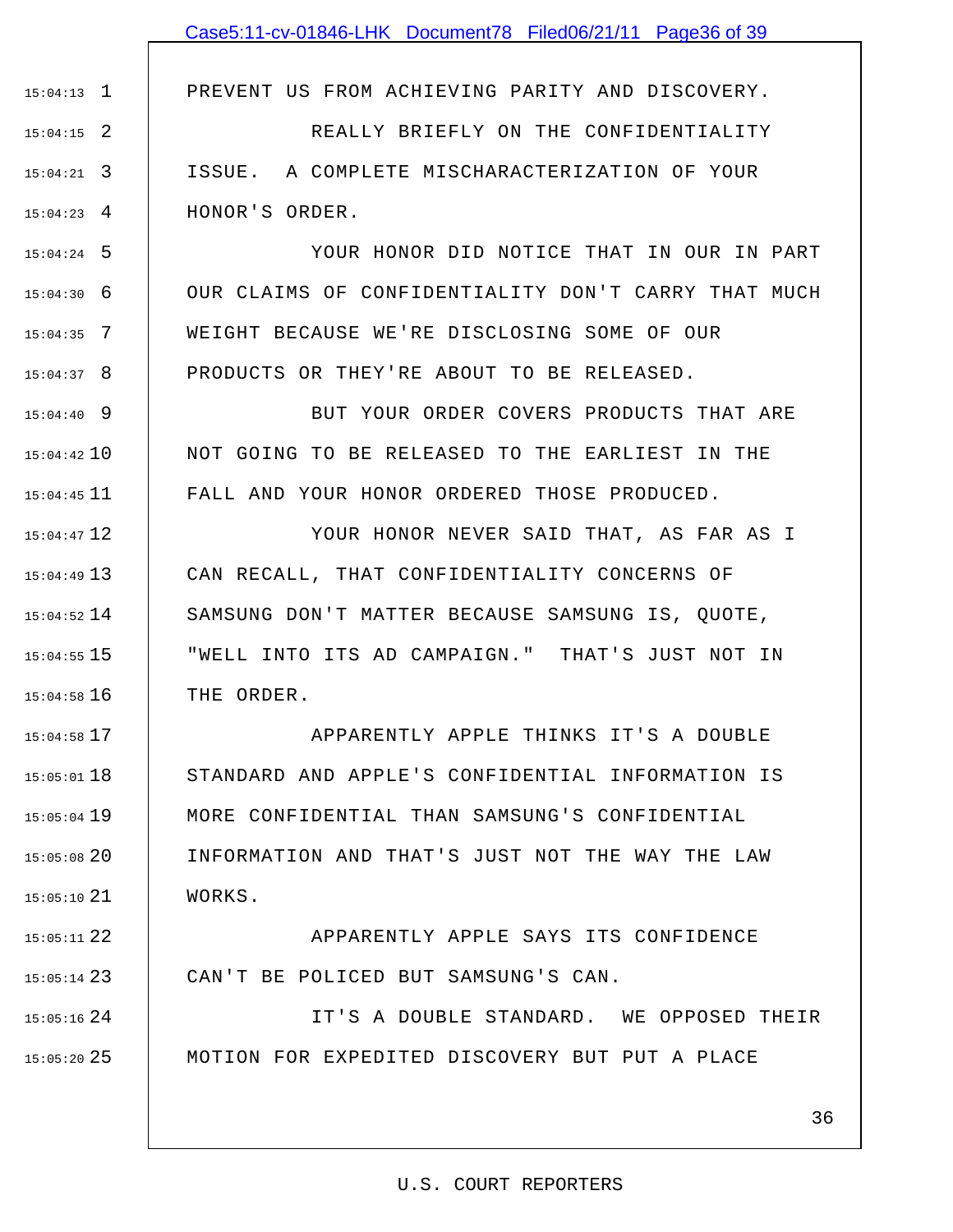PREVENT US FROM ACHIEVING PARITY AND DISCOVERY.

REALLY BRIEFLY ON THE CONFIDENTIALITY ISSUE. A COMPLETE MISCHARACTERIZATION OF YOUR HONOR'S ORDER.

YOUR HONOR DID NOTICE THAT IN OUR IN PART OUR CLAIMS OF CONFIDENTIALITY DON'T CARRY THAT MUCH WEIGHT BECAUSE WE'RE DISCLOSING SOME OF OUR PRODUCTS OR THEY'RE ABOUT TO BE RELEASED.

BUT YOUR ORDER COVERS PRODUCTS THAT ARE NOT GOING TO BE RELEASED TO THE EARLIEST IN THE FALL AND YOUR HONOR ORDERED THOSE PRODUCED.

YOUR HONOR NEVER SAID THAT, AS FAR AS I CAN RECALL, THAT CONFIDENTIALITY CONCERNS OF SAMSUNG DON'T MATTER BECAUSE SAMSUNG IS, QUOTE, "WELL INTO ITS AD CAMPAIGN." THAT'S JUST NOT IN THE ORDER.

APPARENTLY APPLE THINKS IT'S A DOUBLE STANDARD AND APPLE'S CONFIDENTIAL INFORMATION IS MORE CONFIDENTIAL THAN SAMSUNG'S CONFIDENTIAL INFORMATION AND THAT'S JUST NOT THE WAY THE LAW WORKS.

APPARENTLY APPLE SAYS ITS CONFIDENCE CAN'T BE POLICED BUT SAMSUNG'S CAN.

IT'S A DOUBLE STANDARD. WE OPPOSED THEIR MOTION FOR EXPEDITED DISCOVERY BUT PUT A PLACE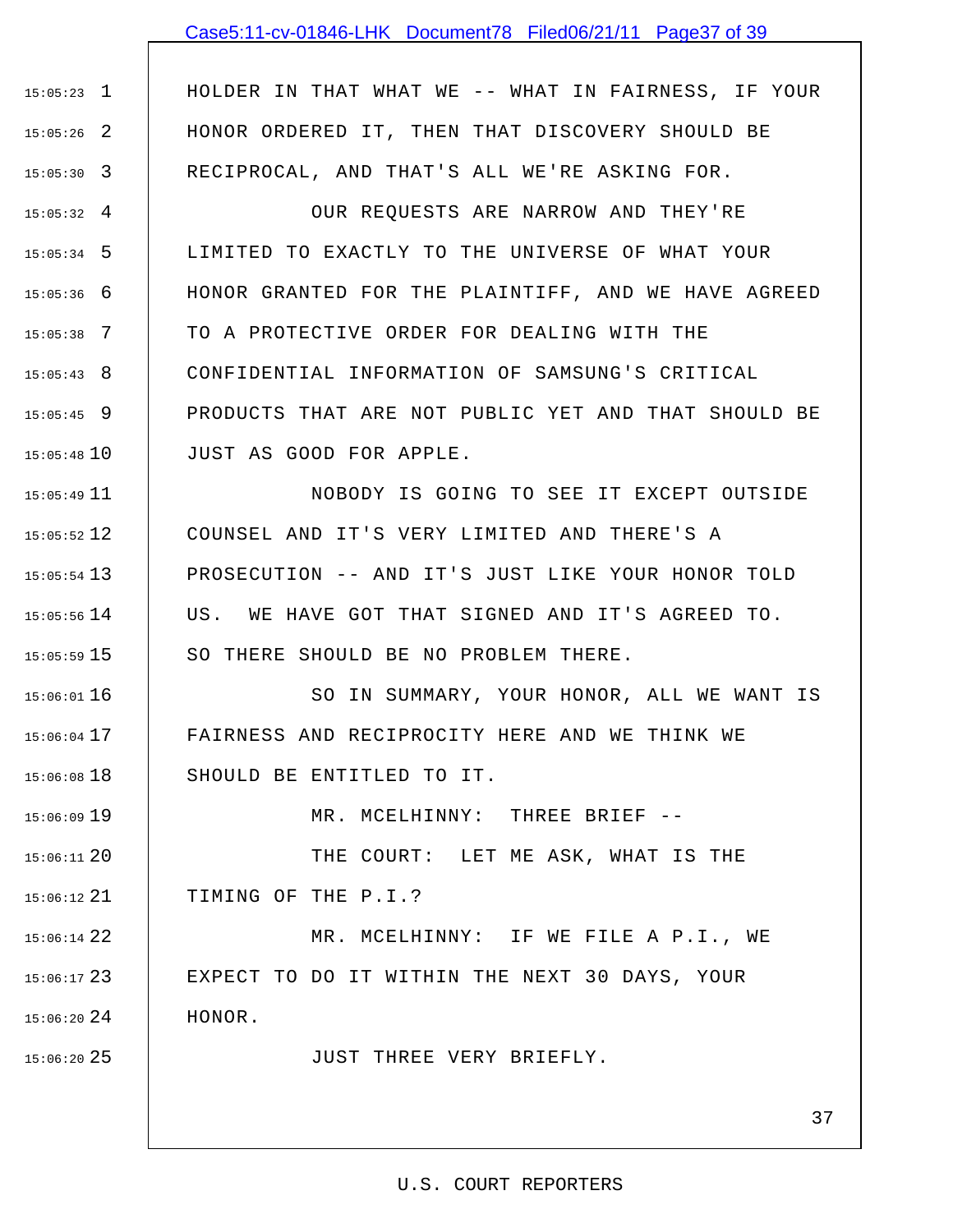HOLDER IN THAT WHAT WE -- WHAT IN FAIRNESS, IF YOUR HONOR ORDERED IT, THEN THAT DISCOVERY SHOULD BE RECIPROCAL, AND THAT'S ALL WE'RE ASKING FOR.

OUR REQUESTS ARE NARROW AND THEY'RE LIMITED TO EXACTLY TO THE UNIVERSE OF WHAT YOUR HONOR GRANTED FOR THE PLAINTIFF, AND WE HAVE AGREED TO A PROTECTIVE ORDER FOR DEALING WITH THE CONFIDENTIAL INFORMATION OF SAMSUNG'S CRITICAL PRODUCTS THAT ARE NOT PUBLIC YET AND THAT SHOULD BE JUST AS GOOD FOR APPLE.

NOBODY IS GOING TO SEE IT EXCEPT OUTSIDE COUNSEL AND IT'S VERY LIMITED AND THERE'S A PROSECUTION -- AND IT'S JUST LIKE YOUR HONOR TOLD US. WE HAVE GOT THAT SIGNED AND IT'S AGREED TO. SO THERE SHOULD BE NO PROBLEM THERE.

SO IN SUMMARY, YOUR HONOR, ALL WE WANT IS FAIRNESS AND RECIPROCITY HERE AND WE THINK WE SHOULD BE ENTITLED TO IT.

MR. MCELHINNY: THREE BRIEF --

THE COURT: LET ME ASK, WHAT IS THE TIMING OF THE P.I.?

MR. MCELHINNY: IF WE FILE A P.I., WE EXPECT TO DO IT WITHIN THE NEXT 30 DAYS, YOUR HONOR.

JUST THREE VERY BRIEFLY.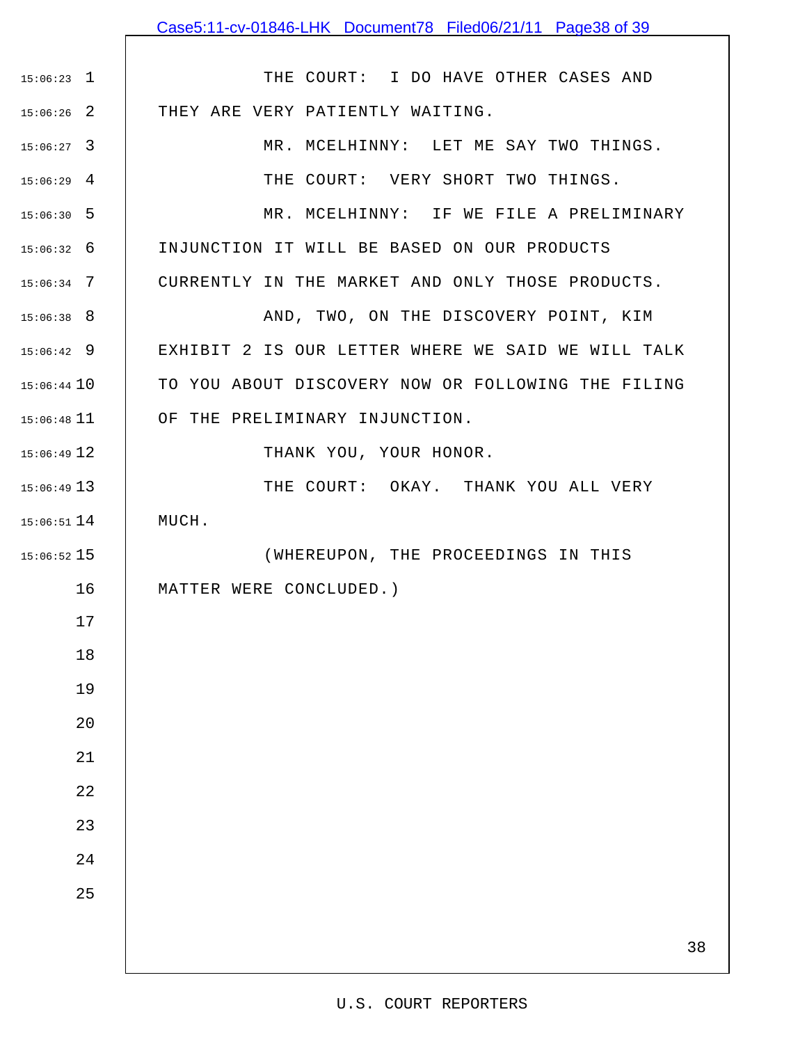THE COURT: I DO HAVE OTHER CASES AND THEY ARE VERY PATIENTLY WAITING.

MR. MCELHINNY: LET ME SAY TWO THINGS.

THE COURT: VERY SHORT TWO THINGS.

MR. MCELHINNY: IF WE FILE A PRELIMINARY INJUNCTION IT WILL BE BASED ON OUR PRODUCTS CURRENTLY IN THE MARKET AND ONLY THOSE PRODUCTS.

AND, TWO, ON THE DISCOVERY POINT, KIM EXHIBIT 2 IS OUR LETTER WHERE WE SAID WE WILL TALK TO YOU ABOUT DISCOVERY NOW OR FOLLOWING THE FILING OF THE PRELIMINARY INJUNCTION.

THANK YOU, YOUR HONOR.

THE COURT: OKAY. THANK YOU ALL VERY MUCH.

(WHEREUPON, THE PROCEEDINGS IN THIS MATTER WERE CONCLUDED.)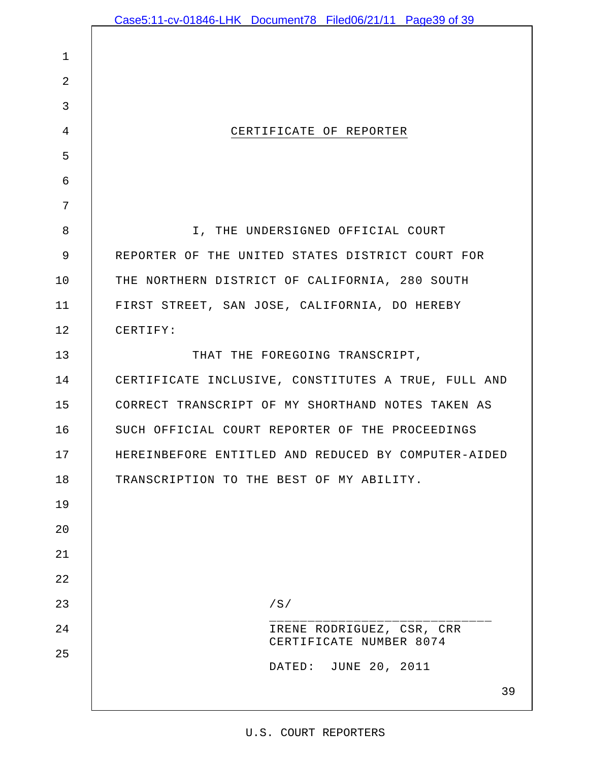CERTIFICATE OF REPORTER

I, THE UNDERSIGNED OFFICIAL COURT REPORTER OF THE UNITED STATES DISTRICT COURT FOR THE NORTHERN DISTRICT OF CALIFORNIA, 280 SOUTH FIRST STREET, SAN JOSE, CALIFORNIA, DO HEREBY CERTIFY:

THAT THE FOREGOING TRANSCRIPT, CERTIFICATE INCLUSIVE, CONSTITUTES A TRUE, FULL AND CORRECT TRANSCRIPT OF MY SHORTHAND NOTES TAKEN AS SUCH OFFICIAL COURT REPORTER OF THE PROCEEDINGS HEREINBEFORE ENTITLED AND REDUCED BY COMPUTER-AIDED TRANSCRIPTION TO THE BEST OF MY ABILITY.

/S/

_____________________________

IRENE RODRIGUEZ, CSR, CRR
CERTIFICATE NUMBER 8074

DATED: JUNE 20, 2011